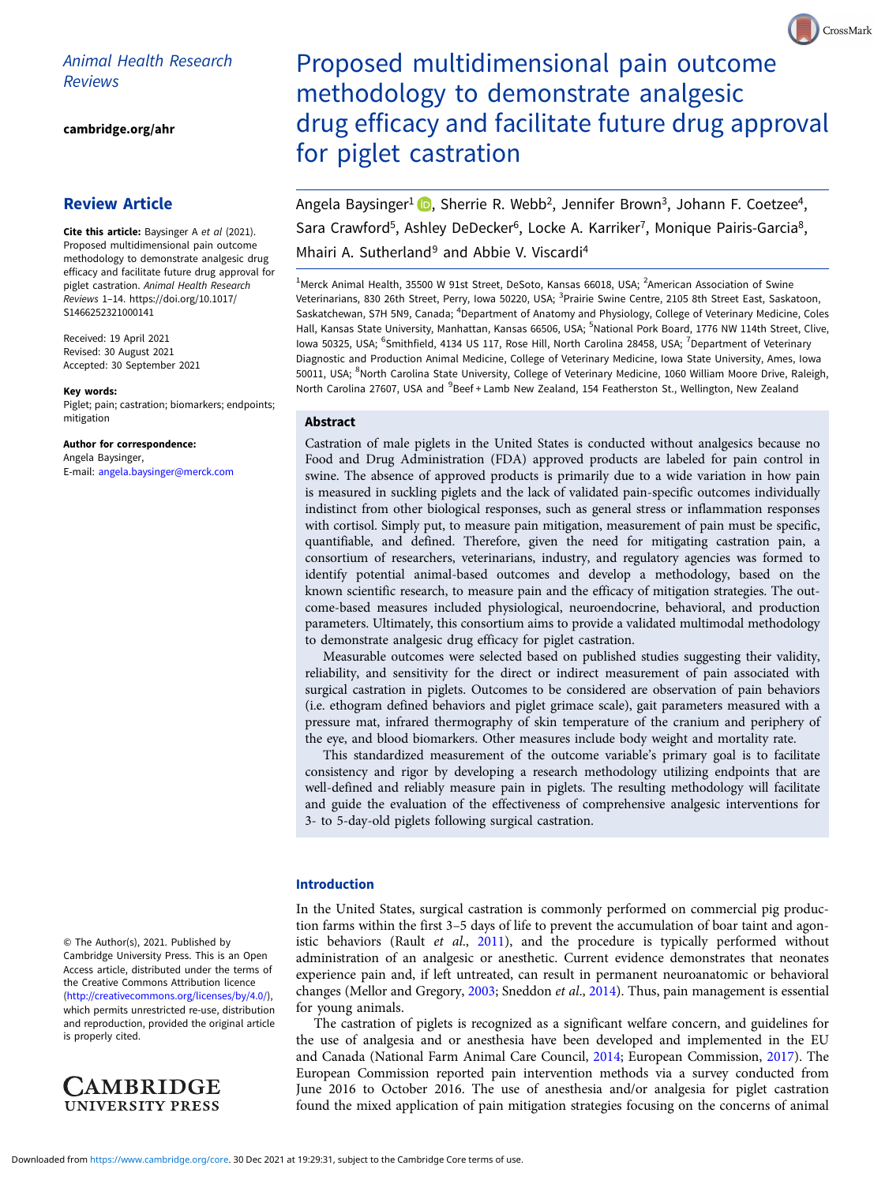Animal Health Research Reviews

cambridge.org/ahr

## Review Article

**Cite this article:** Baysinger A *et al* (2021). Proposed multidimensional pain outcome methodology to demonstrate analgesic drug efficacy and facilitate future drug approval for piglet castration. *Animal Health Research Reviews* 1–14. https://doi.org/10.1017/S1466252321000141

Received: 19 April 2021
Revised: 30 August 2021
Accepted: 30 September 2021

**Key words:**
Piglet; pain; castration; biomarkers; endpoints; mitigation

**Author for correspondence:**
Angela Baysinger,
E-mail: angela.baysinger@merck.com

© The Author(s), 2021. Published by Cambridge University Press. This is an Open Access article, distributed under the terms of the Creative Commons Attribution licence (http://creativecommons.org/licenses/by/4.0/), which permits unrestricted re-use, distribution and reproduction, provided the original article is properly cited.

# Proposed multidimensional pain outcome methodology to demonstrate analgesic drug efficacy and facilitate future drug approval for piglet castration

Angela Baysinger[1], Sherrie R. Webb[2], Jennifer Brown[3], Johann F. Coetzee[4], Sara Crawford[5], Ashley DeDecker[6], Locke A. Karriker[7], Monique Pairis-Garcia[8], Mhairi A. Sutherland[9] and Abbie V. Viscardi[4]

[1]Merck Animal Health, 35500 W 91st Street, DeSoto, Kansas 66018, USA; [2]American Association of Swine Veterinarians, 830 26th Street, Perry, Iowa 50220, USA; [3]Prairie Swine Centre, 2105 8th Street East, Saskatoon, Saskatchewan, S7H 5N9, Canada; [4]Department of Anatomy and Physiology, College of Veterinary Medicine, Coles Hall, Kansas State University, Manhattan, Kansas 66506, USA; [5]National Pork Board, 1776 NW 114th Street, Clive, Iowa 50325, USA; [6]Smithfield, 4134 US 117, Rose Hill, North Carolina 28458, USA; [7]Department of Veterinary Diagnostic and Production Animal Medicine, College of Veterinary Medicine, Iowa State University, Ames, Iowa 50011, USA; [8]North Carolina State University, College of Veterinary Medicine, 1060 William Moore Drive, Raleigh, North Carolina 27607, USA and [9]Beef + Lamb New Zealand, 154 Featherston St., Wellington, New Zealand

## Abstract

Castration of male piglets in the United States is conducted without analgesics because no Food and Drug Administration (FDA) approved products are labeled for pain control in swine. The absence of approved products is primarily due to a wide variation in how pain is measured in suckling piglets and the lack of validated pain-specific outcomes individually indistinct from other biological responses, such as general stress or inflammation responses with cortisol. Simply put, to measure pain mitigation, measurement of pain must be specific, quantifiable, and defined. Therefore, given the need for mitigating castration pain, a consortium of researchers, veterinarians, industry, and regulatory agencies was formed to identify potential animal-based outcomes and develop a methodology, based on the known scientific research, to measure pain and the efficacy of mitigation strategies. The outcome-based measures included physiological, neuroendocrine, behavioral, and production parameters. Ultimately, this consortium aims to provide a validated multimodal methodology to demonstrate analgesic drug efficacy for piglet castration.

Measurable outcomes were selected based on published studies suggesting their validity, reliability, and sensitivity for the direct or indirect measurement of pain associated with surgical castration in piglets. Outcomes to be considered are observation of pain behaviors (i.e. ethogram defined behaviors and piglet grimace scale), gait parameters measured with a pressure mat, infrared thermography of skin temperature of the cranium and periphery of the eye, and blood biomarkers. Other measures include body weight and mortality rate.

This standardized measurement of the outcome variable's primary goal is to facilitate consistency and rigor by developing a research methodology utilizing endpoints that are well-defined and reliably measure pain in piglets. The resulting methodology will facilitate and guide the evaluation of the effectiveness of comprehensive analgesic interventions for 3- to 5-day-old piglets following surgical castration.

## Introduction

In the United States, surgical castration is commonly performed on commercial pig production farms within the first 3–5 days of life to prevent the accumulation of boar taint and agonistic behaviors (Rault *et al*., 2011), and the procedure is typically performed without administration of an analgesic or anesthetic. Current evidence demonstrates that neonates experience pain and, if left untreated, can result in permanent neuroanatomic or behavioral changes (Mellor and Gregory, 2003; Sneddon *et al*., 2014). Thus, pain management is essential for young animals.

The castration of piglets is recognized as a significant welfare concern, and guidelines for the use of analgesia and or anesthesia have been developed and implemented in the EU and Canada (National Farm Animal Care Council, 2014; European Commission, 2017). The European Commission reported pain intervention methods via a survey conducted from June 2016 to October 2016. The use of anesthesia and/or analgesia for piglet castration found the mixed application of pain mitigation strategies focusing on the concerns of animal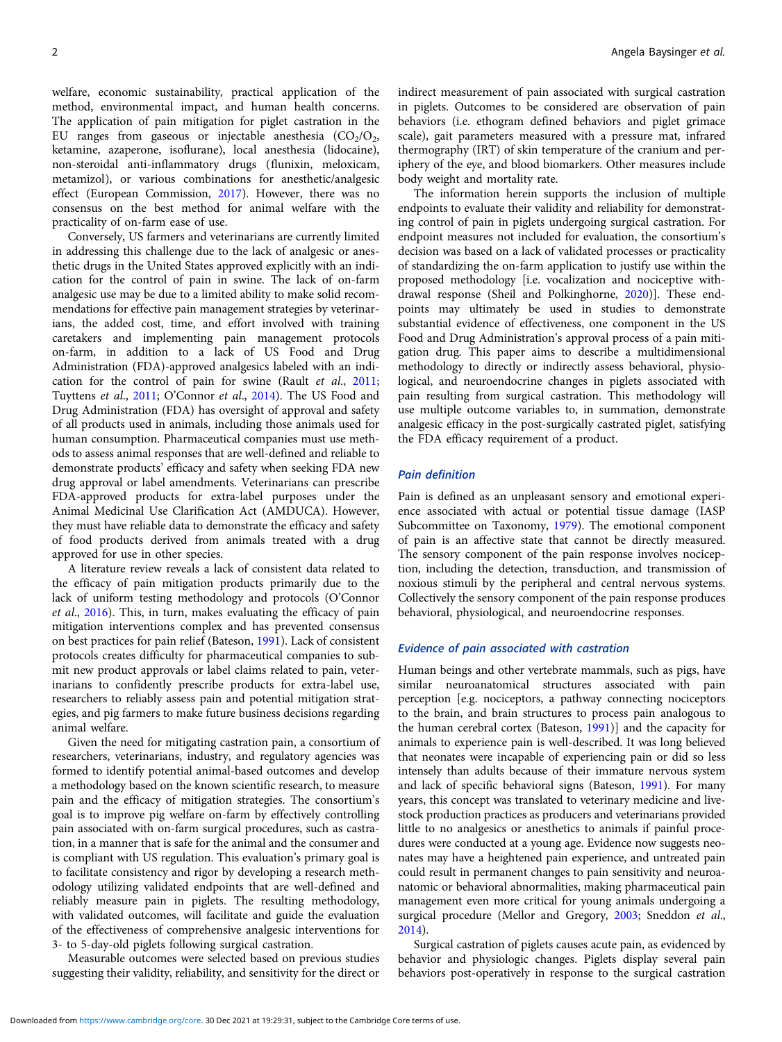welfare, economic sustainability, practical application of the method, environmental impact, and human health concerns. The application of pain mitigation for piglet castration in the EU ranges from gaseous or injectable anesthesia ($CO_2/O_2$, ketamine, azaperone, isoflurane), local anesthesia (lidocaine), non-steroidal anti-inflammatory drugs (flunixin, meloxicam, metamizol), or various combinations for anesthetic/analgesic effect (European Commission, 2017). However, there was no consensus on the best method for animal welfare with the practicality of on-farm ease of use.

Conversely, US farmers and veterinarians are currently limited in addressing this challenge due to the lack of analgesic or anesthetic drugs in the United States approved explicitly with an indication for the control of pain in swine. The lack of on-farm analgesic use may be due to a limited ability to make solid recommendations for effective pain management strategies by veterinarians, the added cost, time, and effort involved with training caretakers and implementing pain management protocols on-farm, in addition to a lack of US Food and Drug Administration (FDA)-approved analgesics labeled with an indication for the control of pain for swine (Rault *et al.*, 2011; Tuyttens *et al.*, 2011; O'Connor *et al.*, 2014). The US Food and Drug Administration (FDA) has oversight of approval and safety of all products used in animals, including those animals used for human consumption. Pharmaceutical companies must use methods to assess animal responses that are well-defined and reliable to demonstrate products' efficacy and safety when seeking FDA new drug approval or label amendments. Veterinarians can prescribe FDA-approved products for extra-label purposes under the Animal Medicinal Use Clarification Act (AMDUCA). However, they must have reliable data to demonstrate the efficacy and safety of food products derived from animals treated with a drug approved for use in other species.

A literature review reveals a lack of consistent data related to the efficacy of pain mitigation products primarily due to the lack of uniform testing methodology and protocols (O'Connor *et al.*, 2016). This, in turn, makes evaluating the efficacy of pain mitigation interventions complex and has prevented consensus on best practices for pain relief (Bateson, 1991). Lack of consistent protocols creates difficulty for pharmaceutical companies to submit new product approvals or label claims related to pain, veterinarians to confidently prescribe products for extra-label use, researchers to reliably assess pain and potential mitigation strategies, and pig farmers to make future business decisions regarding animal welfare.

Given the need for mitigating castration pain, a consortium of researchers, veterinarians, industry, and regulatory agencies was formed to identify potential animal-based outcomes and develop a methodology based on the known scientific research, to measure pain and the efficacy of mitigation strategies. The consortium's goal is to improve pig welfare on-farm by effectively controlling pain associated with on-farm surgical procedures, such as castration, in a manner that is safe for the animal and the consumer and is compliant with US regulation. This evaluation's primary goal is to facilitate consistency and rigor by developing a research methodology utilizing validated endpoints that are well-defined and reliably measure pain in piglets. The resulting methodology, with validated outcomes, will facilitate and guide the evaluation of the effectiveness of comprehensive analgesic interventions for 3- to 5-day-old piglets following surgical castration.

Measurable outcomes were selected based on previous studies suggesting their validity, reliability, and sensitivity for the direct or indirect measurement of pain associated with surgical castration in piglets. Outcomes to be considered are observation of pain behaviors (i.e. ethogram defined behaviors and piglet grimace scale), gait parameters measured with a pressure mat, infrared thermography (IRT) of skin temperature of the cranium and periphery of the eye, and blood biomarkers. Other measures include body weight and mortality rate.

The information herein supports the inclusion of multiple endpoints to evaluate their validity and reliability for demonstrating control of pain in piglets undergoing surgical castration. For endpoint measures not included for evaluation, the consortium's decision was based on a lack of validated processes or practicality of standardizing the on-farm application to justify use within the proposed methodology [i.e. vocalization and nociceptive withdrawal response (Sheil and Polkinghorne, 2020)]. These endpoints may ultimately be used in studies to demonstrate substantial evidence of effectiveness, one component in the US Food and Drug Administration's approval process of a pain mitigation drug. This paper aims to describe a multidimensional methodology to directly or indirectly assess behavioral, physiological, and neuroendocrine changes in piglets associated with pain resulting from surgical castration. This methodology will use multiple outcome variables to, in summation, demonstrate analgesic efficacy in the post-surgically castrated piglet, satisfying the FDA efficacy requirement of a product.

## Pain definition

Pain is defined as an unpleasant sensory and emotional experience associated with actual or potential tissue damage (IASP Subcommittee on Taxonomy, 1979). The emotional component of pain is an affective state that cannot be directly measured. The sensory component of the pain response involves nociception, including the detection, transduction, and transmission of noxious stimuli by the peripheral and central nervous systems. Collectively the sensory component of the pain response produces behavioral, physiological, and neuroendocrine responses.

## Evidence of pain associated with castration

Human beings and other vertebrate mammals, such as pigs, have similar neuroanatomical structures associated with pain perception [e.g. nociceptors, a pathway connecting nociceptors to the brain, and brain structures to process pain analogous to the human cerebral cortex (Bateson, 1991)] and the capacity for animals to experience pain is well-described. It was long believed that neonates were incapable of experiencing pain or did so less intensely than adults because of their immature nervous system and lack of specific behavioral signs (Bateson, 1991). For many years, this concept was translated to veterinary medicine and livestock production practices as producers and veterinarians provided little to no analgesics or anesthetics to animals if painful procedures were conducted at a young age. Evidence now suggests neonates may have a heightened pain experience, and untreated pain could result in permanent changes to pain sensitivity and neuroanatomic or behavioral abnormalities, making pharmaceutical pain management even more critical for young animals undergoing a surgical procedure (Mellor and Gregory, 2003; Sneddon *et al.*, 2014).

Surgical castration of piglets causes acute pain, as evidenced by behavior and physiologic changes. Piglets display several pain behaviors post-operatively in response to the surgical castration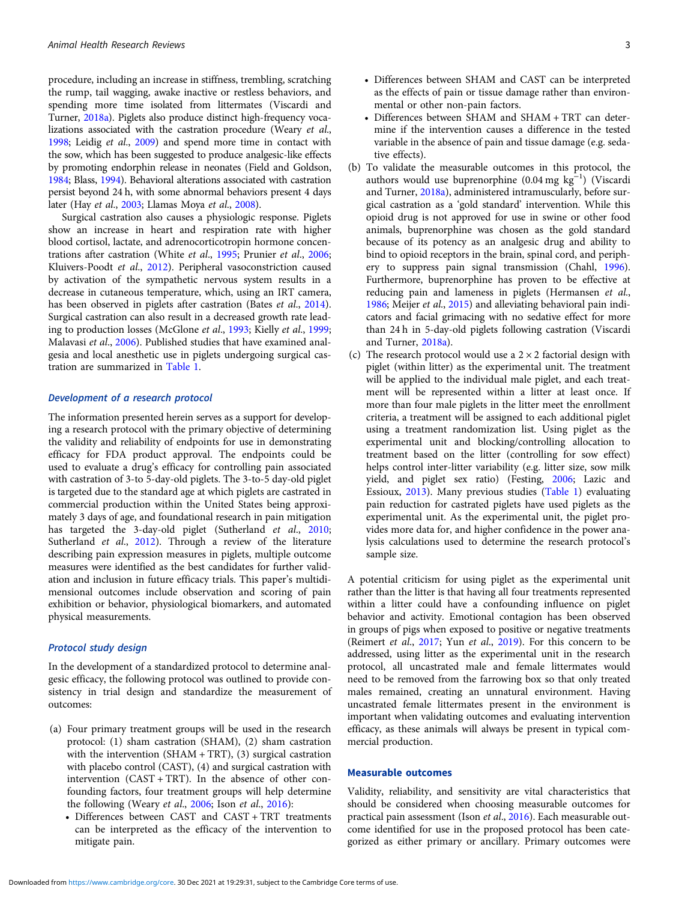procedure, including an increase in stiffness, trembling, scratching the rump, tail wagging, awake inactive or restless behaviors, and spending more time isolated from littermates (Viscardi and Turner, 2018a). Piglets also produce distinct high-frequency vocalizations associated with the castration procedure (Weary *et al.*, 1998; Leidig *et al.*, 2009) and spend more time in contact with the sow, which has been suggested to produce analgesic-like effects by promoting endorphin release in neonates (Field and Goldson, 1984; Blass, 1994). Behavioral alterations associated with castration persist beyond 24 h, with some abnormal behaviors present 4 days later (Hay *et al.*, 2003; Llamas Moya *et al.*, 2008).

Surgical castration also causes a physiologic response. Piglets show an increase in heart and respiration rate with higher blood cortisol, lactate, and adrenocorticotropin hormone concentrations after castration (White *et al.*, 1995; Prunier *et al.*, 2006; Kluivers-Poodt *et al.*, 2012). Peripheral vasoconstriction caused by activation of the sympathetic nervous system results in a decrease in cutaneous temperature, which, using an IRT camera, has been observed in piglets after castration (Bates *et al.*, 2014). Surgical castration can also result in a decreased growth rate leading to production losses (McGlone *et al.*, 1993; Kielly *et al.*, 1999; Malavasi *et al.*, 2006). Published studies that have examined analgesia and local anesthetic use in piglets undergoing surgical castration are summarized in Table 1.

## Development of a research protocol

The information presented herein serves as a support for developing a research protocol with the primary objective of determining the validity and reliability of endpoints for use in demonstrating efficacy for FDA product approval. The endpoints could be used to evaluate a drug's efficacy for controlling pain associated with castration of 3-to 5-day-old piglets. The 3-to-5 day-old piglet is targeted due to the standard age at which piglets are castrated in commercial production within the United States being approximately 3 days of age, and foundational research in pain mitigation has targeted the 3-day-old piglet (Sutherland *et al.*, 2010; Sutherland *et al.*, 2012). Through a review of the literature describing pain expression measures in piglets, multiple outcome measures were identified as the best candidates for further validation and inclusion in future efficacy trials. This paper's multidimensional outcomes include observation and scoring of pain exhibition or behavior, physiological biomarkers, and automated physical measurements.

## Protocol study design

In the development of a standardized protocol to determine analgesic efficacy, the following protocol was outlined to provide consistency in trial design and standardize the measurement of outcomes:

(a) Four primary treatment groups will be used in the research protocol: (1) sham castration (SHAM), (2) sham castration with the intervention (SHAM + TRT), (3) surgical castration with placebo control (CAST), (4) and surgical castration with intervention (CAST + TRT). In the absence of other confounding factors, four treatment groups will help determine the following (Weary *et al.*, 2006; Ison *et al.*, 2016):
   - Differences between CAST and CAST + TRT treatments can be interpreted as the efficacy of the intervention to mitigate pain.
   - Differences between SHAM and CAST can be interpreted as the effects of pain or tissue damage rather than environmental or other non-pain factors.
   - Differences between SHAM and SHAM + TRT can determine if the intervention causes a difference in the tested variable in the absence of pain and tissue damage (e.g. sedative effects).

(b) To validate the measurable outcomes in this protocol, the authors would use buprenorphine (0.04 mg $kg^{-1}$) (Viscardi and Turner, 2018a), administered intramuscularly, before surgical castration as a 'gold standard' intervention. While this opioid drug is not approved for use in swine or other food animals, buprenorphine was chosen as the gold standard because of its potency as an analgesic drug and ability to bind to opioid receptors in the brain, spinal cord, and periphery to suppress pain signal transmission (Chahl, 1996). Furthermore, buprenorphine has proven to be effective at reducing pain and lameness in piglets (Hermansen *et al.*, 1986; Meijer *et al.*, 2015) and alleviating behavioral pain indicators and facial grimacing with no sedative effect for more than 24 h in 5-day-old piglets following castration (Viscardi and Turner, 2018a).

(c) The research protocol would use a 2 × 2 factorial design with piglet (within litter) as the experimental unit. The treatment will be applied to the individual male piglet, and each treatment will be represented within a litter at least once. If more than four male piglets in the litter meet the enrollment criteria, a treatment will be assigned to each additional piglet using a treatment randomization list. Using piglet as the experimental unit and blocking/controlling allocation to treatment based on the litter (controlling for sow effect) helps control inter-litter variability (e.g. litter size, sow milk yield, and piglet sex ratio) (Festing, 2006; Lazic and Essioux, 2013). Many previous studies (Table 1) evaluating pain reduction for castrated piglets have used piglets as the experimental unit. As the experimental unit, the piglet provides more data for, and higher confidence in the power analysis calculations used to determine the research protocol's sample size.

A potential criticism for using piglet as the experimental unit rather than the litter is that having all four treatments represented within a litter could have a confounding influence on piglet behavior and activity. Emotional contagion has been observed in groups of pigs when exposed to positive or negative treatments (Reimert *et al.*, 2017; Yun *et al.*, 2019). For this concern to be addressed, using litter as the experimental unit in the research protocol, all uncastrated male and female littermates would need to be removed from the farrowing box so that only treated males remained, creating an unnatural environment. Having uncastrated female littermates present in the environment is important when validating outcomes and evaluating intervention efficacy, as these animals will always be present in typical commercial production.

## Measurable outcomes

Validity, reliability, and sensitivity are vital characteristics that should be considered when choosing measurable outcomes for practical pain assessment (Ison *et al.*, 2016). Each measurable outcome identified for use in the proposed protocol has been categorized as either primary or ancillary. Primary outcomes were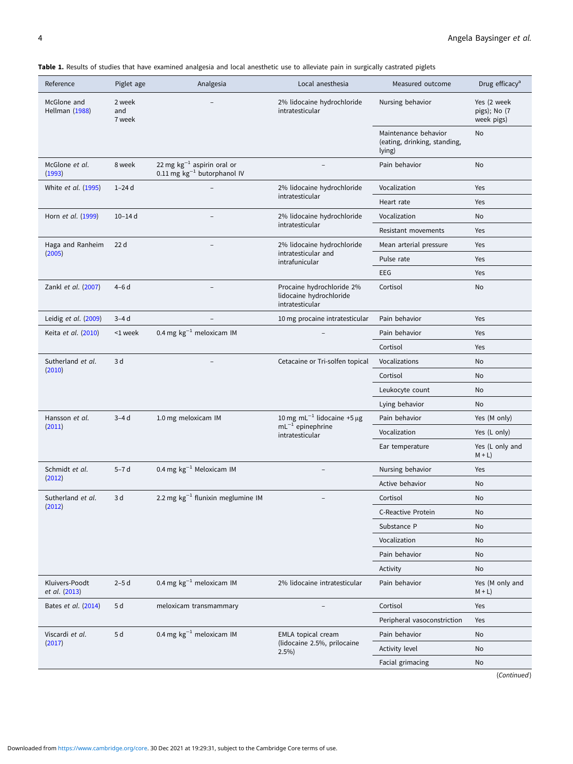**Table 1.** Results of studies that have examined analgesia and local anesthetic use to alleviate pain in surgically castrated piglets

| Reference | Piglet age | Analgesia | Local anesthesia | Measured outcome | Drug efficacy[a] |
|---|---|---|---|---|---|
| McGlone and Hellman (1988) | 2 week and 7 week | – | 2% lidocaine hydrochloride intratesticular | Nursing behavior | Yes (2 week pigs); No (7 week pigs) |
| | | | | Maintenance behavior (eating, drinking, standing, lying) | No |
| McGlone et al. (1993) | 8 week | 22 mg $kg^{-1}$ aspirin oral or 0.11 mg $kg^{-1}$ butorphanol IV | – | Pain behavior | No |
| White et al. (1995) | 1–24 d | – | 2% lidocaine hydrochloride intratesticular | Vocalization | Yes |
| | | | | Heart rate | Yes |
| Horn et al. (1999) | 10–14 d | – | 2% lidocaine hydrochloride intratesticular | Vocalization | No |
| | | | | Resistant movements | Yes |
| Haga and Ranheim (2005) | 22 d | – | 2% lidocaine hydrochloride intratesticular and intrafunicular | Mean arterial pressure | Yes |
| | | | | Pulse rate | Yes |
| | | | | EEG | Yes |
| Zankl et al. (2007) | 4–6 d | – | Procaine hydrochloride 2% lidocaine hydrochloride intratesticular | Cortisol | No |
| Leidig et al. (2009) | 3–4 d | – | 10 mg procaine intratesticular | Pain behavior | Yes |
| Keita et al. (2010) | <1 week | 0.4 mg $kg^{-1}$ meloxicam IM | – | Pain behavior | Yes |
| | | | | Cortisol | Yes |
| Sutherland et al. (2010) | 3 d | – | Cetacaine or Tri-solfen topical | Vocalizations | No |
| | | | | Cortisol | No |
| | | | | Leukocyte count | No |
| | | | | Lying behavior | No |
| Hansson et al. (2011) | 3–4 d | 1.0 mg meloxicam IM | 10 mg $mL^{-1}$ lidocaine +5 µg $mL^{-1}$ epinephrine intratesticular | Pain behavior | Yes (M only) |
| | | | | Vocalization | Yes (L only) |
| | | | | Ear temperature | Yes (L only and M + L) |
| Schmidt et al. (2012) | 5–7 d | 0.4 mg $kg^{-1}$ Meloxicam IM | – | Nursing behavior | Yes |
| | | | | Active behavior | No |
| Sutherland et al. (2012) | 3 d | 2.2 mg $kg^{-1}$ flunixin meglumine IM | – | Cortisol | No |
| | | | | C-Reactive Protein | No |
| | | | | Substance P | No |
| | | | | Vocalization | No |
| | | | | Pain behavior | No |
| | | | | Activity | No |
| Kluivers-Poodt et al. (2013) | 2–5 d | 0.4 mg $kg^{-1}$ meloxicam IM | 2% lidocaine intratesticular | Pain behavior | Yes (M only and M + L) |
| Bates et al. (2014) | 5 d | meloxicam transmammary | – | Cortisol | Yes |
| | | | | Peripheral vasoconstriction | Yes |
| Viscardi et al. (2017) | 5 d | 0.4 mg $kg^{-1}$ meloxicam IM | EMLA topical cream (lidocaine 2.5%, prilocaine 2.5%) | Pain behavior | No |
| | | | | Activity level | No |
| | | | | Facial grimacing | No |

(Continued)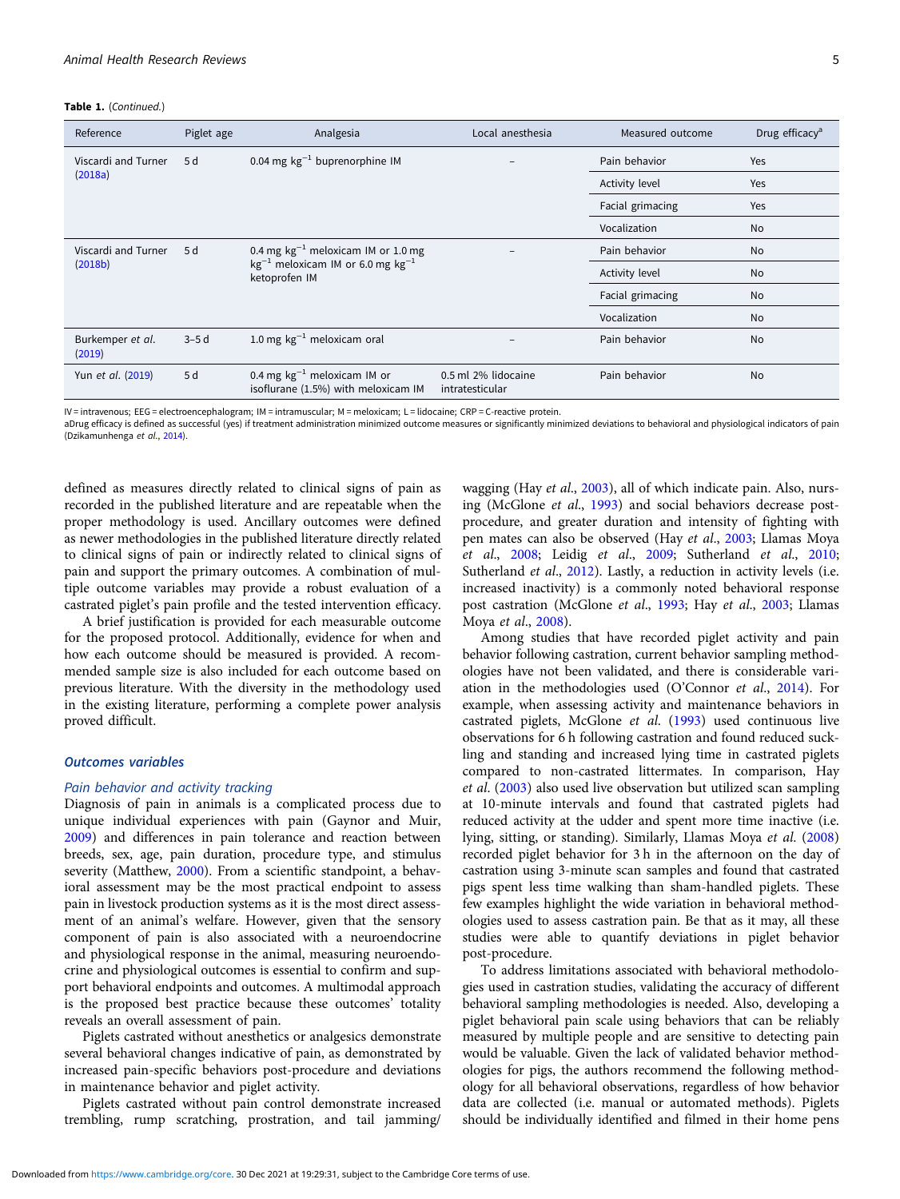**Table 1.** (*Continued.*)

| Reference | Piglet age | Analgesia | Local anesthesia | Measured outcome | Drug efficacy[a] |
|---|---|---|---|---|---|
| Viscardi and Turner (2018a) | 5 d | 0.04 mg $kg^{-1}$ buprenorphine IM | – | Pain behavior | Yes |
| | | | | Activity level | Yes |
| | | | | Facial grimacing | Yes |
| | | | | Vocalization | No |
| Viscardi and Turner (2018b) | 5 d | 0.4 mg $kg^{-1}$ meloxicam IM or 1.0 mg $kg^{-1}$ meloxicam IM or 6.0 mg $kg^{-1}$ ketoprofen IM | – | Pain behavior | No |
| | | | | Activity level | No |
| | | | | Facial grimacing | No |
| | | | | Vocalization | No |
| Burkemper *et al.* (2019) | 3–5 d | 1.0 mg $kg^{-1}$ meloxicam oral | – | Pain behavior | No |
| Yun *et al.* (2019) | 5 d | 0.4 mg $kg^{-1}$ meloxicam IM or isoflurane (1.5%) with meloxicam IM | 0.5 ml 2% lidocaine intratesticular | Pain behavior | No |

IV = intravenous; EEG = electroencephalogram; IM = intramuscular; M = meloxicam; L = lidocaine; CRP = C-reactive protein.
aDrug efficacy is defined as successful (yes) if treatment administration minimized outcome measures or significantly minimized deviations to behavioral and physiological indicators of pain (Dzikamunhenga *et al.*, 2014).

defined as measures directly related to clinical signs of pain as recorded in the published literature and are repeatable when the proper methodology is used. Ancillary outcomes were defined as newer methodologies in the published literature directly related to clinical signs of pain or indirectly related to clinical signs of pain and support the primary outcomes. A combination of multiple outcome variables may provide a robust evaluation of a castrated piglet's pain profile and the tested intervention efficacy.

A brief justification is provided for each measurable outcome for the proposed protocol. Additionally, evidence for when and how each outcome should be measured is provided. A recommended sample size is also included for each outcome based on previous literature. With the diversity in the methodology used in the existing literature, performing a complete power analysis proved difficult.

## Outcomes variables

### Pain behavior and activity tracking

Diagnosis of pain in animals is a complicated process due to unique individual experiences with pain (Gaynor and Muir, 2009) and differences in pain tolerance and reaction between breeds, sex, age, pain duration, procedure type, and stimulus severity (Matthew, 2000). From a scientific standpoint, a behavioral assessment may be the most practical endpoint to assess pain in livestock production systems as it is the most direct assessment of an animal's welfare. However, given that the sensory component of pain is also associated with a neuroendocrine and physiological response in the animal, measuring neuroendocrine and physiological outcomes is essential to confirm and support behavioral endpoints and outcomes. A multimodal approach is the proposed best practice because these outcomes' totality reveals an overall assessment of pain.

Piglets castrated without anesthetics or analgesics demonstrate several behavioral changes indicative of pain, as demonstrated by increased pain-specific behaviors post-procedure and deviations in maintenance behavior and piglet activity.

Piglets castrated without pain control demonstrate increased trembling, rump scratching, prostration, and tail jamming/wagging (Hay *et al.*, 2003), all of which indicate pain. Also, nursing (McGlone *et al.*, 1993) and social behaviors decrease post-procedure, and greater duration and intensity of fighting with pen mates can also be observed (Hay *et al.*, 2003; Llamas Moya *et al.*, 2008; Leidig *et al.*, 2009; Sutherland *et al.*, 2010; Sutherland *et al.*, 2012). Lastly, a reduction in activity levels (i.e. increased inactivity) is a commonly noted behavioral response post castration (McGlone *et al.*, 1993; Hay *et al.*, 2003; Llamas Moya *et al.*, 2008).

Among studies that have recorded piglet activity and pain behavior following castration, current behavior sampling methodologies have not been validated, and there is considerable variation in the methodologies used (O'Connor *et al.*, 2014). For example, when assessing activity and maintenance behaviors in castrated piglets, McGlone *et al.* (1993) used continuous live observations for 6 h following castration and found reduced suckling and standing and increased lying time in castrated piglets compared to non-castrated littermates. In comparison, Hay *et al.* (2003) also used live observation but utilized scan sampling at 10-minute intervals and found that castrated piglets had reduced activity at the udder and spent more time inactive (i.e. lying, sitting, or standing). Similarly, Llamas Moya *et al.* (2008) recorded piglet behavior for 3 h in the afternoon on the day of castration using 3-minute scan samples and found that castrated pigs spent less time walking than sham-handled piglets. These few examples highlight the wide variation in behavioral methodologies used to assess castration pain. Be that as it may, all these studies were able to quantify deviations in piglet behavior post-procedure.

To address limitations associated with behavioral methodologies used in castration studies, validating the accuracy of different behavioral sampling methodologies is needed. Also, developing a piglet behavioral pain scale using behaviors that can be reliably measured by multiple people and are sensitive to detecting pain would be valuable. Given the lack of validated behavior methodologies for pigs, the authors recommend the following methodology for all behavioral observations, regardless of how behavior data are collected (i.e. manual or automated methods). Piglets should be individually identified and filmed in their home pens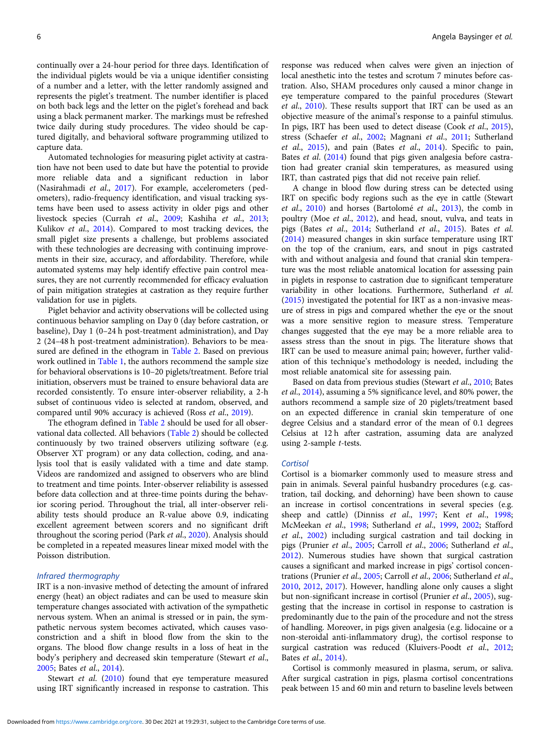continually over a 24-hour period for three days. Identification of the individual piglets would be via a unique identifier consisting of a number and a letter, with the letter randomly assigned and represents the piglet's treatment. The number identifier is placed on both back legs and the letter on the piglet's forehead and back using a black permanent marker. The markings must be refreshed twice daily during study procedures. The video should be captured digitally, and behavioral software programming utilized to capture data.

Automated technologies for measuring piglet activity at castration have not been used to date but have the potential to provide more reliable data and a significant reduction in labor (Nasirahmadi *et al.*, 2017). For example, accelerometers (pedometers), radio-frequency identification, and visual tracking systems have been used to assess activity in older pigs and other livestock species (Currah *et al.*, 2009; Kashiha *et al.*, 2013; Kulikov *et al.*, 2014). Compared to most tracking devices, the small piglet size presents a challenge, but problems associated with these technologies are decreasing with continuing improvements in their size, accuracy, and affordability. Therefore, while automated systems may help identify effective pain control measures, they are not currently recommended for efficacy evaluation of pain mitigation strategies at castration as they require further validation for use in piglets.

Piglet behavior and activity observations will be collected using continuous behavior sampling on Day 0 (day before castration, or baseline), Day 1 (0–24 h post-treatment administration), and Day 2 (24–48 h post-treatment administration). Behaviors to be measured are defined in the ethogram in Table 2. Based on previous work outlined in Table 1, the authors recommend the sample size for behavioral observations is 10–20 piglets/treatment. Before trial initiation, observers must be trained to ensure behavioral data are recorded consistently. To ensure inter-observer reliability, a 2-h subset of continuous video is selected at random, observed, and compared until 90% accuracy is achieved (Ross *et al.*, 2019).

The ethogram defined in Table 2 should be used for all observational data collected. All behaviors (Table 2) should be collected continuously by two trained observers utilizing software (e.g. Observer XT program) or any data collection, coding, and analysis tool that is easily validated with a time and date stamp. Videos are randomized and assigned to observers who are blind to treatment and time points. Inter-observer reliability is assessed before data collection and at three-time points during the behavior scoring period. Throughout the trial, all inter-observer reliability tests should produce an R-value above 0.9, indicating excellent agreement between scorers and no significant drift throughout the scoring period (Park *et al.*, 2020). Analysis should be completed in a repeated measures linear mixed model with the Poisson distribution.

### *Infrared thermography*

IRT is a non-invasive method of detecting the amount of infrared energy (heat) an object radiates and can be used to measure skin temperature changes associated with activation of the sympathetic nervous system. When an animal is stressed or in pain, the sympathetic nervous system becomes activated, which causes vasoconstriction and a shift in blood flow from the skin to the organs. The blood flow change results in a loss of heat in the body's periphery and decreased skin temperature (Stewart *et al.*, 2005; Bates *et al.*, 2014).

Stewart *et al.* (2010) found that eye temperature measured using IRT significantly increased in response to castration. This response was reduced when calves were given an injection of local anesthetic into the testes and scrotum 7 minutes before castration. Also, SHAM procedures only caused a minor change in eye temperature compared to the painful procedures (Stewart *et al.*, 2010). These results support that IRT can be used as an objective measure of the animal's response to a painful stimulus. In pigs, IRT has been used to detect disease (Cook *et al.*, 2015), stress (Schaefer *et al.*, 2002; Magnani *et al.*, 2011; Sutherland *et al.*, 2015), and pain (Bates *et al.*, 2014). Specific to pain, Bates *et al.* (2014) found that pigs given analgesia before castration had greater cranial skin temperatures, as measured using IRT, than castrated pigs that did not receive pain relief.

A change in blood flow during stress can be detected using IRT on specific body regions such as the eye in cattle (Stewart *et al.*, 2010) and horses (Bartolomé *et al.*, 2013), the comb in poultry (Moe *et al.*, 2012), and head, snout, vulva, and teats in pigs (Bates *et al.*, 2014; Sutherland *et al.*, 2015). Bates *et al.* (2014) measured changes in skin surface temperature using IRT on the top of the cranium, ears, and snout in pigs castrated with and without analgesia and found that cranial skin temperature was the most reliable anatomical location for assessing pain in piglets in response to castration due to significant temperature variability in other locations. Furthermore, Sutherland *et al.* (2015) investigated the potential for IRT as a non-invasive measure of stress in pigs and compared whether the eye or the snout was a more sensitive region to measure stress. Temperature changes suggested that the eye may be a more reliable area to assess stress than the snout in pigs. The literature shows that IRT can be used to measure animal pain; however, further validation of this technique's methodology is needed, including the most reliable anatomical site for assessing pain.

Based on data from previous studies (Stewart *et al.*, 2010; Bates *et al.*, 2014), assuming a 5% significance level, and 80% power, the authors recommend a sample size of 20 piglets/treatment based on an expected difference in cranial skin temperature of one degree Celsius and a standard error of the mean of 0.1 degrees Celsius at 12 h after castration, assuming data are analyzed using 2-sample *t*-tests.

### *Cortisol*

Cortisol is a biomarker commonly used to measure stress and pain in animals. Several painful husbandry procedures (e.g. castration, tail docking, and dehorning) have been shown to cause an increase in cortisol concentrations in several species (e.g. sheep and cattle) (Dinniss *et al.*, 1997; Kent *et al.*, 1998; McMeekan *et al.*, 1998; Sutherland *et al.*, 1999, 2002; Stafford *et al.*, 2002) including surgical castration and tail docking in pigs (Prunier *et al.*, 2005; Carroll *et al.*, 2006; Sutherland *et al.*, 2012). Numerous studies have shown that surgical castration causes a significant and marked increase in pigs' cortisol concentrations (Prunier *et al.*, 2005; Carroll *et al.*, 2006; Sutherland *et al.*, 2010, 2012, 2017). However, handling alone only causes a slight but non-significant increase in cortisol (Prunier *et al.*, 2005), suggesting that the increase in cortisol in response to castration is predominantly due to the pain of the procedure and not the stress of handling. Moreover, in pigs given analgesia (e.g. lidocaine or a non-steroidal anti-inflammatory drug), the cortisol response to surgical castration was reduced (Kluivers-Poodt *et al.*, 2012; Bates *et al.*, 2014).

Cortisol is commonly measured in plasma, serum, or saliva. After surgical castration in pigs, plasma cortisol concentrations peak between 15 and 60 min and return to baseline levels between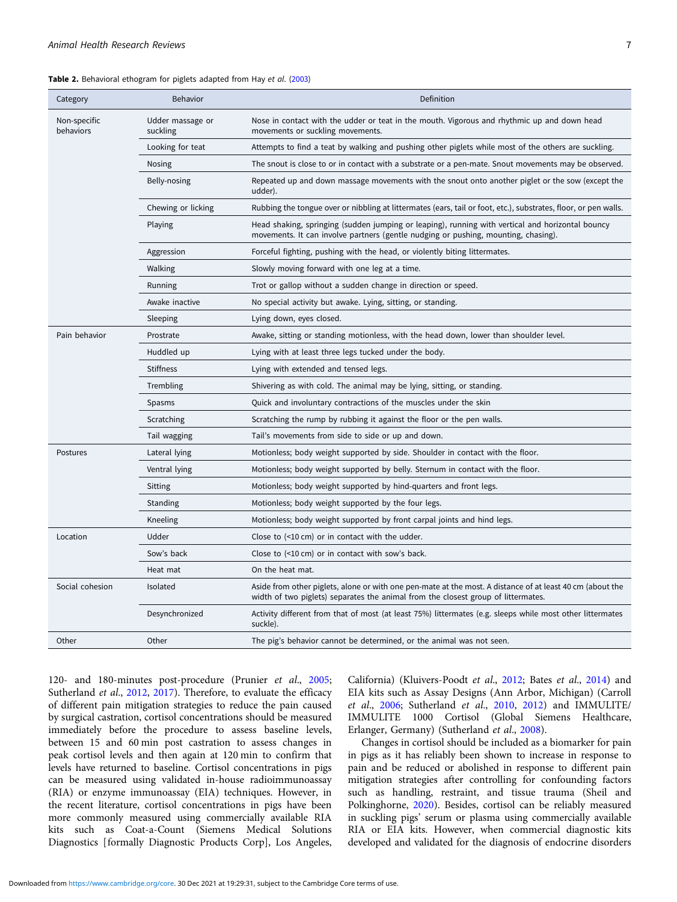**Table 2.** Behavioral ethogram for piglets adapted from Hay *et al.* (2003)

| Category | Behavior | Definition |
|---|---|---|
| Non-specific behaviors | Udder massage or suckling | Nose in contact with the udder or teat in the mouth. Vigorous and rhythmic up and down head movements or suckling movements. |
| | Looking for teat | Attempts to find a teat by walking and pushing other piglets while most of the others are suckling. |
| | Nosing | The snout is close to or in contact with a substrate or a pen-mate. Snout movements may be observed. |
| | Belly-nosing | Repeated up and down massage movements with the snout onto another piglet or the sow (except the udder). |
| | Chewing or licking | Rubbing the tongue over or nibbling at littermates (ears, tail or foot, etc.), substrates, floor, or pen walls. |
| | Playing | Head shaking, springing (sudden jumping or leaping), running with vertical and horizontal bouncy movements. It can involve partners (gentle nudging or pushing, mounting, chasing). |
| | Aggression | Forceful fighting, pushing with the head, or violently biting littermates. |
| | Walking | Slowly moving forward with one leg at a time. |
| | Running | Trot or gallop without a sudden change in direction or speed. |
| | Awake inactive | No special activity but awake. Lying, sitting, or standing. |
| | Sleeping | Lying down, eyes closed. |
| Pain behavior | Prostrate | Awake, sitting or standing motionless, with the head down, lower than shoulder level. |
| | Huddled up | Lying with at least three legs tucked under the body. |
| | Stiffness | Lying with extended and tensed legs. |
| | Trembling | Shivering as with cold. The animal may be lying, sitting, or standing. |
| | Spasms | Quick and involuntary contractions of the muscles under the skin |
| | Scratching | Scratching the rump by rubbing it against the floor or the pen walls. |
| | Tail wagging | Tail's movements from side to side or up and down. |
| Postures | Lateral lying | Motionless; body weight supported by side. Shoulder in contact with the floor. |
| | Ventral lying | Motionless; body weight supported by belly. Sternum in contact with the floor. |
| | Sitting | Motionless; body weight supported by hind-quarters and front legs. |
| | Standing | Motionless; body weight supported by the four legs. |
| | Kneeling | Motionless; body weight supported by front carpal joints and hind legs. |
| Location | Udder | Close to (<10 cm) or in contact with the udder. |
| | Sow's back | Close to (<10 cm) or in contact with sow's back. |
| | Heat mat | On the heat mat. |
| Social cohesion | Isolated | Aside from other piglets, alone or with one pen-mate at the most. A distance of at least 40 cm (about the width of two piglets) separates the animal from the closest group of littermates. |
| | Desynchronized | Activity different from that of most (at least 75%) littermates (e.g. sleeps while most other littermates suckle). |
| Other | Other | The pig's behavior cannot be determined, or the animal was not seen. |

120- and 180-minutes post-procedure (Prunier *et al.*, 2005; Sutherland *et al.*, 2012, 2017). Therefore, to evaluate the efficacy of different pain mitigation strategies to reduce the pain caused by surgical castration, cortisol concentrations should be measured immediately before the procedure to assess baseline levels, between 15 and 60 min post castration to assess changes in peak cortisol levels and then again at 120 min to confirm that levels have returned to baseline. Cortisol concentrations in pigs can be measured using validated in-house radioimmunoassay (RIA) or enzyme immunoassay (EIA) techniques. However, in the recent literature, cortisol concentrations in pigs have been more commonly measured using commercially available RIA kits such as Coat-a-Count (Siemens Medical Solutions Diagnostics [formally Diagnostic Products Corp], Los Angeles, California) (Kluivers-Poodt *et al.*, 2012; Bates *et al.*, 2014) and EIA kits such as Assay Designs (Ann Arbor, Michigan) (Carroll *et al.*, 2006; Sutherland *et al.*, 2010, 2012) and IMMULITE/IMMULITE 1000 Cortisol (Global Siemens Healthcare, Erlanger, Germany) (Sutherland *et al.*, 2008).

Changes in cortisol should be included as a biomarker for pain in pigs as it has reliably been shown to increase in response to pain and be reduced or abolished in response to different pain mitigation strategies after controlling for confounding factors such as handling, restraint, and tissue trauma (Sheil and Polkinghorne, 2020). Besides, cortisol can be reliably measured in suckling pigs' serum or plasma using commercially available RIA or EIA kits. However, when commercial diagnostic kits developed and validated for the diagnosis of endocrine disorders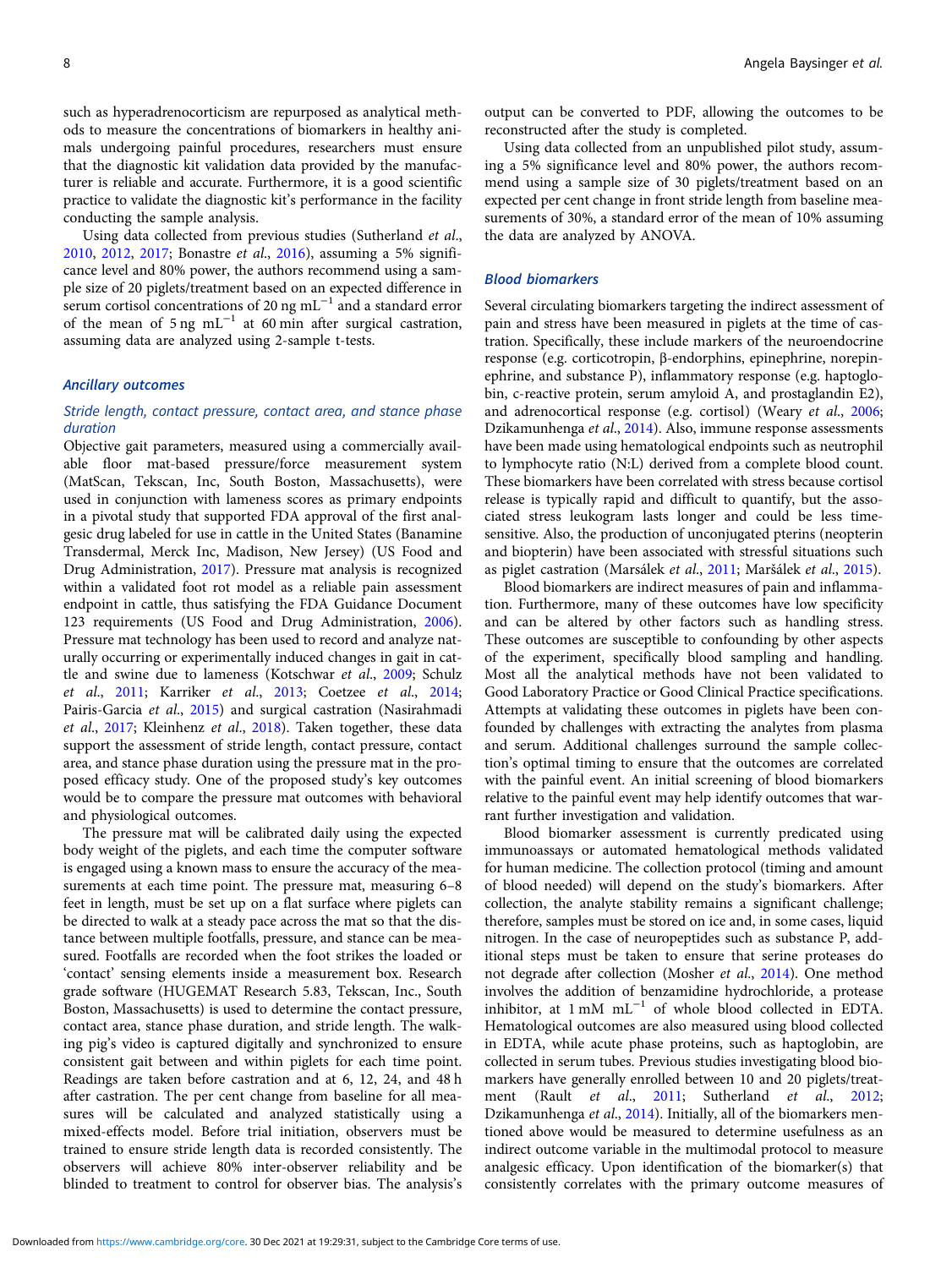such as hyperadrenocorticism are repurposed as analytical methods to measure the concentrations of biomarkers in healthy animals undergoing painful procedures, researchers must ensure that the diagnostic kit validation data provided by the manufacturer is reliable and accurate. Furthermore, it is a good scientific practice to validate the diagnostic kit's performance in the facility conducting the sample analysis.

Using data collected from previous studies (Sutherland *et al.*, 2010, 2012, 2017; Bonastre *et al.*, 2016), assuming a 5% significance level and 80% power, the authors recommend using a sample size of 20 piglets/treatment based on an expected difference in serum cortisol concentrations of 20 ng $mL^{-1}$ and a standard error of the mean of 5 ng $mL^{-1}$ at 60 min after surgical castration, assuming data are analyzed using 2-sample t-tests.

### *Ancillary outcomes*

#### *Stride length, contact pressure, contact area, and stance phase duration*

Objective gait parameters, measured using a commercially available floor mat-based pressure/force measurement system (MatScan, Tekscan, Inc, South Boston, Massachusetts), were used in conjunction with lameness scores as primary endpoints in a pivotal study that supported FDA approval of the first analgesic drug labeled for use in cattle in the United States (Banamine Transdermal, Merck Inc, Madison, New Jersey) (US Food and Drug Administration, 2017). Pressure mat analysis is recognized within a validated foot rot model as a reliable pain assessment endpoint in cattle, thus satisfying the FDA Guidance Document 123 requirements (US Food and Drug Administration, 2006). Pressure mat technology has been used to record and analyze naturally occurring or experimentally induced changes in gait in cattle and swine due to lameness (Kotschwar *et al.*, 2009; Schulz *et al.*, 2011; Karriker *et al.*, 2013; Coetzee *et al.*, 2014; Pairis-Garcia *et al.*, 2015) and surgical castration (Nasirahmadi *et al.*, 2017; Kleinhenz *et al.*, 2018). Taken together, these data support the assessment of stride length, contact pressure, contact area, and stance phase duration using the pressure mat in the proposed efficacy study. One of the proposed study's key outcomes would be to compare the pressure mat outcomes with behavioral and physiological outcomes.

The pressure mat will be calibrated daily using the expected body weight of the piglets, and each time the computer software is engaged using a known mass to ensure the accuracy of the measurements at each time point. The pressure mat, measuring 6–8 feet in length, must be set up on a flat surface where piglets can be directed to walk at a steady pace across the mat so that the distance between multiple footfalls, pressure, and stance can be measured. Footfalls are recorded when the foot strikes the loaded or 'contact' sensing elements inside a measurement box. Research grade software (HUGEMAT Research 5.83, Tekscan, Inc., South Boston, Massachusetts) is used to determine the contact pressure, contact area, stance phase duration, and stride length. The walking pig's video is captured digitally and synchronized to ensure consistent gait between and within piglets for each time point. Readings are taken before castration and at 6, 12, 24, and 48 h after castration. The per cent change from baseline for all measures will be calculated and analyzed statistically using a mixed-effects model. Before trial initiation, observers must be trained to ensure stride length data is recorded consistently. The observers will achieve 80% inter-observer reliability and be blinded to treatment to control for observer bias. The analysis's output can be converted to PDF, allowing the outcomes to be reconstructed after the study is completed.

Using data collected from an unpublished pilot study, assuming a 5% significance level and 80% power, the authors recommend using a sample size of 30 piglets/treatment based on an expected per cent change in front stride length from baseline measurements of 30%, a standard error of the mean of 10% assuming the data are analyzed by ANOVA.

### *Blood biomarkers*

Several circulating biomarkers targeting the indirect assessment of pain and stress have been measured in piglets at the time of castration. Specifically, these include markers of the neuroendocrine response (e.g. corticotropin, β-endorphins, epinephrine, norepinephrine, and substance P), inflammatory response (e.g. haptoglobin, c-reactive protein, serum amyloid A, and prostaglandin E2), and adrenocortical response (e.g. cortisol) (Weary *et al.*, 2006; Dzikamunhenga *et al.*, 2014). Also, immune response assessments have been made using hematological endpoints such as neutrophil to lymphocyte ratio (N:L) derived from a complete blood count. These biomarkers have been correlated with stress because cortisol release is typically rapid and difficult to quantify, but the associated stress leukogram lasts longer and could be less time-sensitive. Also, the production of unconjugated pterins (neopterin and biopterin) have been associated with stressful situations such as piglet castration (Marsálek *et al.*, 2011; Maršálek *et al.*, 2015).

Blood biomarkers are indirect measures of pain and inflammation. Furthermore, many of these outcomes have low specificity and can be altered by other factors such as handling stress. These outcomes are susceptible to confounding by other aspects of the experiment, specifically blood sampling and handling. Most all the analytical methods have not been validated to Good Laboratory Practice or Good Clinical Practice specifications. Attempts at validating these outcomes in piglets have been confounded by challenges with extracting the analytes from plasma and serum. Additional challenges surround the sample collection's optimal timing to ensure that the outcomes are correlated with the painful event. An initial screening of blood biomarkers relative to the painful event may help identify outcomes that warrant further investigation and validation.

Blood biomarker assessment is currently predicated using immunoassays or automated hematological methods validated for human medicine. The collection protocol (timing and amount of blood needed) will depend on the study's biomarkers. After collection, the analyte stability remains a significant challenge; therefore, samples must be stored on ice and, in some cases, liquid nitrogen. In the case of neuropeptides such as substance P, additional steps must be taken to ensure that serine proteases do not degrade after collection (Mosher *et al.*, 2014). One method involves the addition of benzamidine hydrochloride, a protease inhibitor, at 1 mM $mL^{-1}$ of whole blood collected in EDTA. Hematological outcomes are also measured using blood collected in EDTA, while acute phase proteins, such as haptoglobin, are collected in serum tubes. Previous studies investigating blood biomarkers have generally enrolled between 10 and 20 piglets/treatment (Rault *et al.*, 2011; Sutherland *et al.*, 2012; Dzikamunhenga *et al.*, 2014). Initially, all of the biomarkers mentioned above would be measured to determine usefulness as an indirect outcome variable in the multimodal protocol to measure analgesic efficacy. Upon identification of the biomarker(s) that consistently correlates with the primary outcome measures of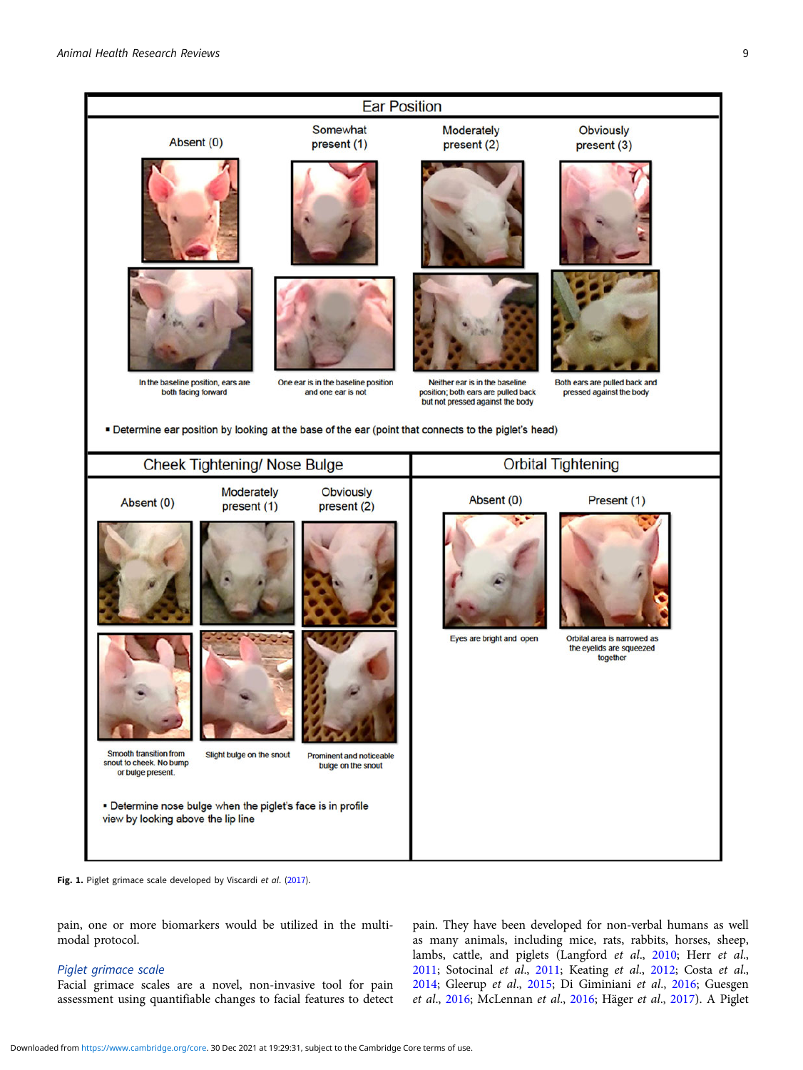Ear Position

| Absent (0) | Somewhat present (1) | Moderately present (2) | Obviously present (3) |
| --- | --- | --- | --- |
| In the baseline position, ears are both facing forward | One ear is in the baseline position and one ear is not | Neither ear is in the baseline position; both ears are pulled back but not pressed against the body | Both ears are pulled back and pressed against the body |

▪ Determine ear position by looking at the base of the ear (point that connects to the piglet's head)

Cheek Tightening/ Nose Bulge

| Absent (0) | Moderately present (1) | Obviously present (2) |
| --- | --- | --- |
| Smooth transition from snout to cheek. No bump or bulge present. | Slight bulge on the snout | Prominent and noticeable bulge on the snout |

▪ Determine nose bulge when the piglet's face is in profile view by looking above the lip line

Orbital Tightening

| Absent (0) | Present (1) |
| --- | --- |
| Eyes are bright and open | Orbital area is narrowed as the eyelids are squeezed together |

**Fig. 1.** Piglet grimace scale developed by Viscardi *et al*. (2017).

pain, one or more biomarkers would be utilized in the multi-modal protocol.

### *Piglet grimace scale*

Facial grimace scales are a novel, non-invasive tool for pain assessment using quantifiable changes to facial features to detect pain. They have been developed for non-verbal humans as well as many animals, including mice, rats, rabbits, horses, sheep, lambs, cattle, and piglets (Langford *et al*., 2010; Herr *et al*., 2011; Sotocinal *et al*., 2011; Keating *et al*., 2012; Costa *et al*., 2014; Gleerup *et al*., 2015; Di Giminiani *et al*., 2016; Guesgen *et al*., 2016; McLennan *et al*., 2016; Häger *et al*., 2017). A Piglet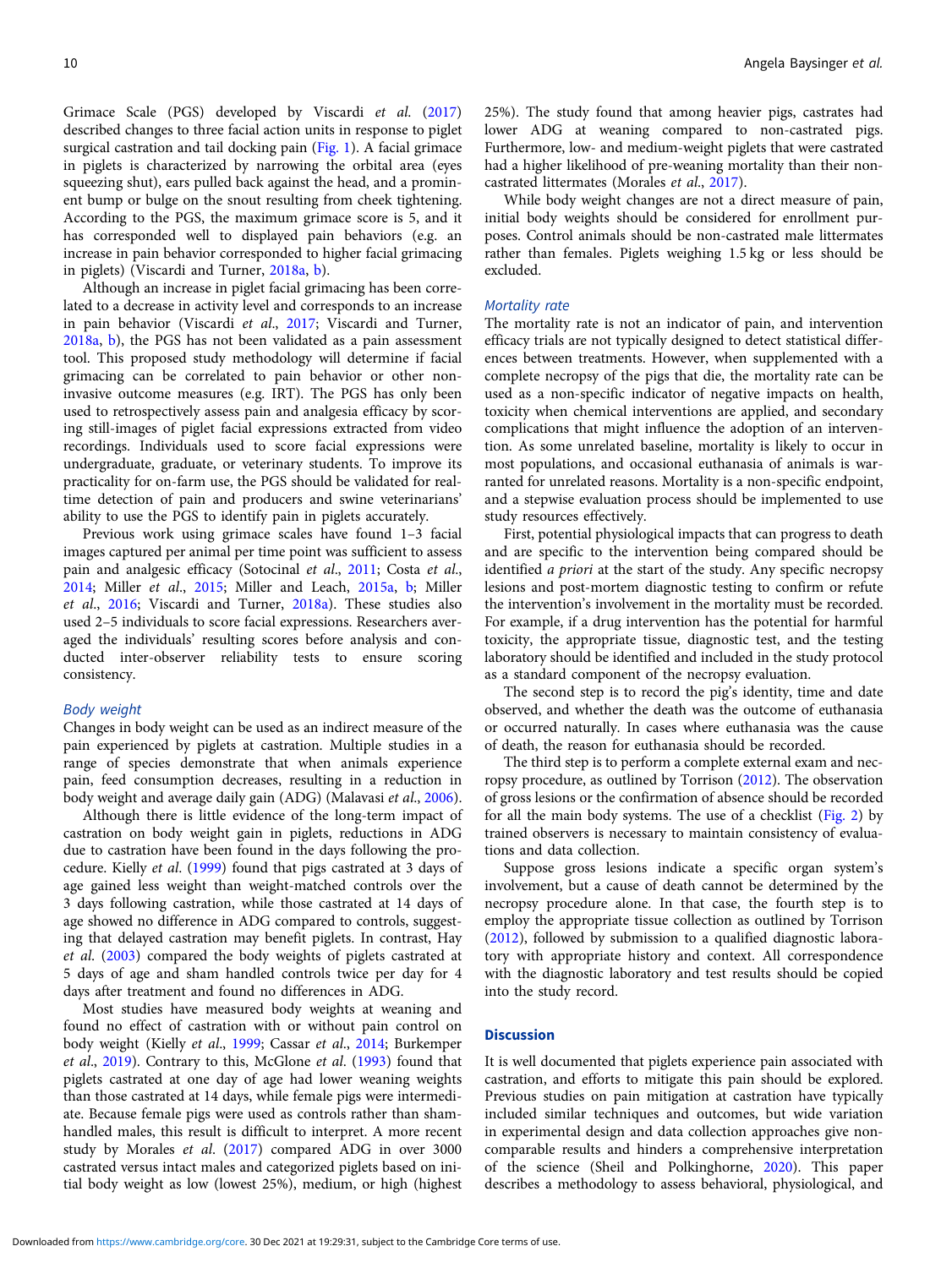Grimace Scale (PGS) developed by Viscardi *et al.* (2017) described changes to three facial action units in response to piglet surgical castration and tail docking pain (Fig. 1). A facial grimace in piglets is characterized by narrowing the orbital area (eyes squeezing shut), ears pulled back against the head, and a prominent bump or bulge on the snout resulting from cheek tightening. According to the PGS, the maximum grimace score is 5, and it has corresponded well to displayed pain behaviors (e.g. an increase in pain behavior corresponded to higher facial grimacing in piglets) (Viscardi and Turner, 2018a, b).

Although an increase in piglet facial grimacing has been correlated to a decrease in activity level and corresponds to an increase in pain behavior (Viscardi *et al.*, 2017; Viscardi and Turner, 2018a, b), the PGS has not been validated as a pain assessment tool. This proposed study methodology will determine if facial grimacing can be correlated to pain behavior or other non-invasive outcome measures (e.g. IRT). The PGS has only been used to retrospectively assess pain and analgesia efficacy by scoring still-images of piglet facial expressions extracted from video recordings. Individuals used to score facial expressions were undergraduate, graduate, or veterinary students. To improve its practicality for on-farm use, the PGS should be validated for real-time detection of pain and producers and swine veterinarians' ability to use the PGS to identify pain in piglets accurately.

Previous work using grimace scales have found 1–3 facial images captured per animal per time point was sufficient to assess pain and analgesic efficacy (Sotocinal *et al.*, 2011; Costa *et al.*, 2014; Miller *et al.*, 2015; Miller and Leach, 2015a, b; Miller *et al.*, 2016; Viscardi and Turner, 2018a). These studies also used 2–5 individuals to score facial expressions. Researchers averaged the individuals' resulting scores before analysis and conducted inter-observer reliability tests to ensure scoring consistency.

### Body weight

Changes in body weight can be used as an indirect measure of the pain experienced by piglets at castration. Multiple studies in a range of species demonstrate that when animals experience pain, feed consumption decreases, resulting in a reduction in body weight and average daily gain (ADG) (Malavasi *et al.*, 2006).

Although there is little evidence of the long-term impact of castration on body weight gain in piglets, reductions in ADG due to castration have been found in the days following the procedure. Kielly *et al.* (1999) found that pigs castrated at 3 days of age gained less weight than weight-matched controls over the 3 days following castration, while those castrated at 14 days of age showed no difference in ADG compared to controls, suggesting that delayed castration may benefit piglets. In contrast, Hay *et al.* (2003) compared the body weights of piglets castrated at 5 days of age and sham handled controls twice per day for 4 days after treatment and found no differences in ADG.

Most studies have measured body weights at weaning and found no effect of castration with or without pain control on body weight (Kielly *et al.*, 1999; Cassar *et al.*, 2014; Burkemper *et al.*, 2019). Contrary to this, McGlone *et al.* (1993) found that piglets castrated at one day of age had lower weaning weights than those castrated at 14 days, while female pigs were intermediate. Because female pigs were used as controls rather than sham-handled males, this result is difficult to interpret. A more recent study by Morales *et al.* (2017) compared ADG in over 3000 castrated versus intact males and categorized piglets based on initial body weight as low (lowest 25%), medium, or high (highest 25%). The study found that among heavier pigs, castrates had lower ADG at weaning compared to non-castrated pigs. Furthermore, low- and medium-weight piglets that were castrated had a higher likelihood of pre-weaning mortality than their non-castrated littermates (Morales *et al.*, 2017).

While body weight changes are not a direct measure of pain, initial body weights should be considered for enrollment purposes. Control animals should be non-castrated male littermates rather than females. Piglets weighing 1.5 kg or less should be excluded.

### Mortality rate

The mortality rate is not an indicator of pain, and intervention efficacy trials are not typically designed to detect statistical differences between treatments. However, when supplemented with a complete necropsy of the pigs that die, the mortality rate can be used as a non-specific indicator of negative impacts on health, toxicity when chemical interventions are applied, and secondary complications that might influence the adoption of an intervention. As some unrelated baseline, mortality is likely to occur in most populations, and occasional euthanasia of animals is warranted for unrelated reasons. Mortality is a non-specific endpoint, and a stepwise evaluation process should be implemented to use study resources effectively.

First, potential physiological impacts that can progress to death and are specific to the intervention being compared should be identified *a priori* at the start of the study. Any specific necropsy lesions and post-mortem diagnostic testing to confirm or refute the intervention's involvement in the mortality must be recorded. For example, if a drug intervention has the potential for harmful toxicity, the appropriate tissue, diagnostic test, and the testing laboratory should be identified and included in the study protocol as a standard component of the necropsy evaluation.

The second step is to record the pig's identity, time and date observed, and whether the death was the outcome of euthanasia or occurred naturally. In cases where euthanasia was the cause of death, the reason for euthanasia should be recorded.

The third step is to perform a complete external exam and necropsy procedure, as outlined by Torrison (2012). The observation of gross lesions or the confirmation of absence should be recorded for all the main body systems. The use of a checklist (Fig. 2) by trained observers is necessary to maintain consistency of evaluations and data collection.

Suppose gross lesions indicate a specific organ system's involvement, but a cause of death cannot be determined by the necropsy procedure alone. In that case, the fourth step is to employ the appropriate tissue collection as outlined by Torrison (2012), followed by submission to a qualified diagnostic laboratory with appropriate history and context. All correspondence with the diagnostic laboratory and test results should be copied into the study record.

## Discussion

It is well documented that piglets experience pain associated with castration, and efforts to mitigate this pain should be explored. Previous studies on pain mitigation at castration have typically included similar techniques and outcomes, but wide variation in experimental design and data collection approaches give non-comparable results and hinders a comprehensive interpretation of the science (Sheil and Polkinghorne, 2020). This paper describes a methodology to assess behavioral, physiological, and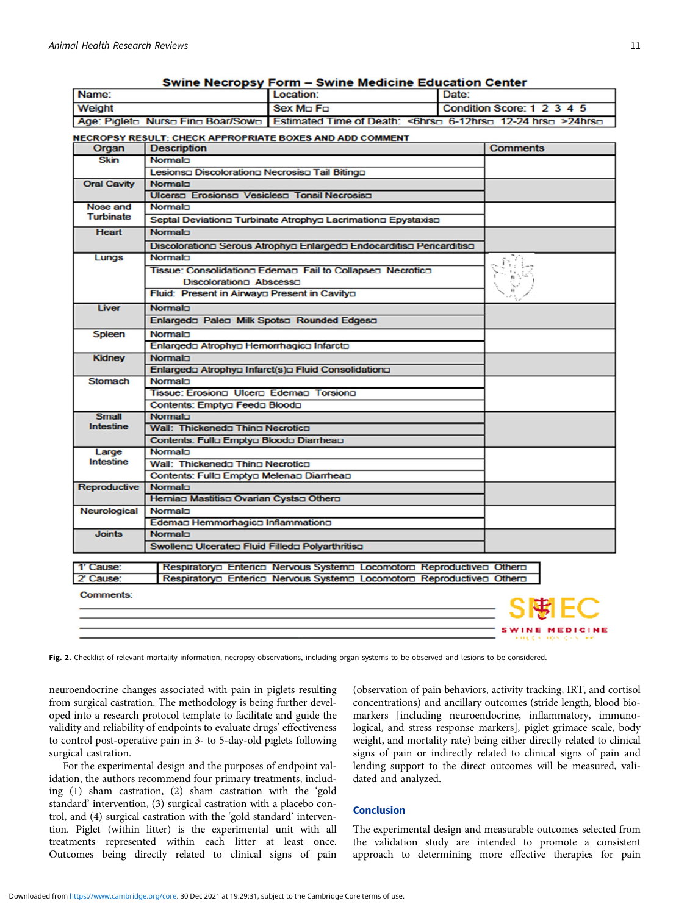**Swine Necropsy Form – Swine Medicine Education Center**

| Name: | Location: | Date: |
|---|---|---|
| Weight | Sex M□ F□ | Condition Score: 1 2 3 4 5 |
| Age: Piglet□ Nurs□ Fin□ Boar/Sow□ | Estimated Time of Death: <6hrs□ 6-12hrs□ 12-24 hrs□ >24hrs□ | |

NECROPSY RESULT: CHECK APPROPRIATE BOXES AND ADD COMMENT

| Organ | Description | Comments |
|---|---|---|
| Skin | Normal□ | |
| | Lesions□ Discoloration□ Necrosis□ Tail Biting□ | |
| Oral Cavity | Normal□ | |
| | Ulcers□ Erosions□ Vesicles□ Tonsil Necrosis□ | |
| Nose and Turbinate | Normal□ | |
| | Septal Deviation□ Turbinate Atrophy□ Lacrimation□ Epystaxis□ | |
| Heart | Normal□ | |
| | Discoloration□ Serous Atrophy□ Enlarged□ Endocarditis□ Pericarditis□ | |
| Lungs | Normal□ | |
| | Tissue: Consolidation□ Edema□ Fail to Collapse□ Necrotic□ Discoloration□ Abscess□ | |
| | Fluid: Present in Airway□ Present in Cavity□ | |
| Liver | Normal□ | |
| | Enlarged□ Pale□ Milk Spots□ Rounded Edges□ | |
| Spleen | Normal□ | |
| | Enlarged□ Atrophy□ Hemorrhagic□ Infarct□ | |
| Kidney | Normal□ | |
| | Enlarged□ Atrophy□ Infarct(s)□ Fluid Consolidation□ | |
| Stomach | Normal□ | |
| | Tissue: Erosion□ Ulcer□ Edema□ Torsion□ | |
| | Contents: Empty□ Feed□ Blood□ | |
| Small Intestine | Normal□ | |
| | Wall: Thickened□ Thin□ Necrotic□ | |
| | Contents: Full□ Empty□ Blood□ Diarrhea□ | |
| Large Intestine | Normal□ | |
| | Wall: Thickened□ Thin□ Necrotic□ | |
| | Contents: Full□ Empty□ Melena□ Diarrhea□ | |
| Reproductive | Normal□ | |
| | Hernia□ Mastitis□ Ovarian Cysts□ Other□ | |
| Neurological | Normal□ | |
| | Edema□ Hemmorhagic□ Inflammation□ | |
| Joints | Normal□ | |
| | Swollen□ Ulcerated□ Fluid Filled□ Polyarthritis□ | |

| | |
|---|---|
| 1' Cause: | Respiratory□ Enteric□ Nervous System□ Locomotor□ Reproductive□ Other□ |
| 2' Cause: | Respiratory□ Enteric□ Nervous System□ Locomotor□ Reproductive□ Other□ |

Comments:

SMEC SWINE MEDICINE

**Fig. 2.** Checklist of relevant mortality information, necropsy observations, including organ systems to be observed and lesions to be considered.

neuroendocrine changes associated with pain in piglets resulting from surgical castration. The methodology is being further developed into a research protocol template to facilitate and guide the validity and reliability of endpoints to evaluate drugs' effectiveness to control post-operative pain in 3- to 5-day-old piglets following surgical castration.

For the experimental design and the purposes of endpoint validation, the authors recommend four primary treatments, including (1) sham castration, (2) sham castration with the 'gold standard' intervention, (3) surgical castration with a placebo control, and (4) surgical castration with the 'gold standard' intervention. Piglet (within litter) is the experimental unit with all treatments represented within each litter at least once. Outcomes being directly related to clinical signs of pain (observation of pain behaviors, activity tracking, IRT, and cortisol concentrations) and ancillary outcomes (stride length, blood biomarkers [including neuroendocrine, inflammatory, immunological, and stress response markers], piglet grimace scale, body weight, and mortality rate) being either directly related to clinical signs of pain or indirectly related to clinical signs of pain and lending support to the direct outcomes will be measured, validated and analyzed.

## Conclusion

The experimental design and measurable outcomes selected from the validation study are intended to promote a consistent approach to determining more effective therapies for pain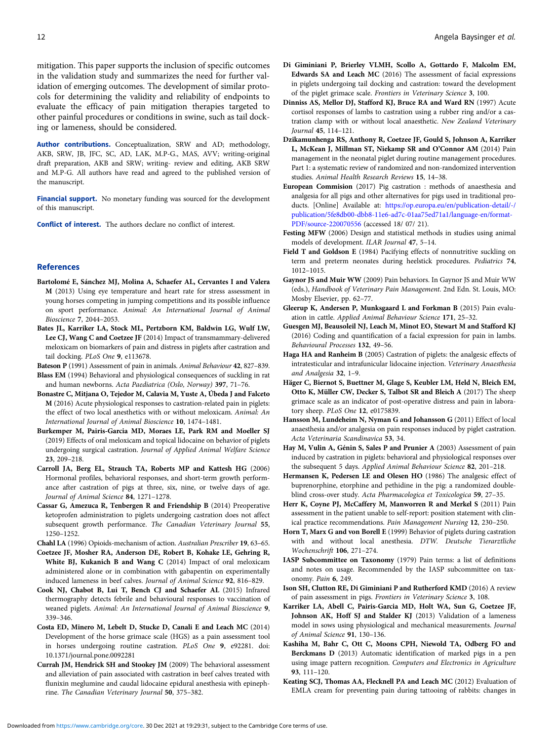mitigation. This paper supports the inclusion of specific outcomes in the validation study and summarizes the need for further validation of emerging outcomes. The development of similar protocols for determining the validity and reliability of endpoints to evaluate the efficacy of pain mitigation therapies targeted to other painful procedures or conditions in swine, such as tail docking or lameness, should be considered.

**Author contributions.** Conceptualization, SRW and AD; methodology, AKB, SRW, JB, JFC, SC, AD, LAK, M.P-G., MAS, AVV; writing-original draft preparation, AKB and SRW; writing- review and editing, AKB SRW and M.P-G. All authors have read and agreed to the published version of the manuscript.

**Financial support.** No monetary funding was sourced for the development of this manuscript.

**Conflict of interest.** The authors declare no conflict of interest.

## References

**Bartolomé E, Sánchez MJ, Molina A, Schaefer AL, Cervantes I and Valera M** (2013) Using eye temperature and heart rate for stress assessment in young horses competing in jumping competitions and its possible influence on sport performance. *Animal: An International Journal of Animal Bioscience* **7**, 2044–2053.

**Bates JL, Karriker LA, Stock ML, Pertzborn KM, Baldwin LG, Wulf LW, Lee CJ, Wang C and Coetzee JF** (2014) Impact of transmammary-delivered meloxicam on biomarkers of pain and distress in piglets after castration and tail docking. *PLoS One* **9**, e113678.

**Bateson P** (1991) Assessment of pain in animals. *Animal Behaviour* **42**, 827–839.

**Blass EM** (1994) Behavioral and physiological consequences of suckling in rat and human newborns. *Acta Paediatrica (Oslo, Norway)* **397**, 71–76.

**Bonastre C, Mitjana O, Tejedor M, Calavia M, Yuste A, Úbeda J and Falceto M** (2016) Acute physiological responses to castration-related pain in piglets: the effect of two local anesthetics with or without meloxicam. *Animal: An International Journal of Animal Bioscience* **10**, 1474–1481.

**Burkemper M, Pairis-Garcia MD, Moraes LE, Park RM and Moeller SJ** (2019) Effects of oral meloxicam and topical lidocaine on behavior of piglets undergoing surgical castration. *Journal of Applied Animal Welfare Science* **23**, 209–218.

**Carroll JA, Berg EL, Strauch TA, Roberts MP and Kattesh HG** (2006) Hormonal profiles, behavioral responses, and short-term growth performance after castration of pigs at three, six, nine, or twelve days of age. *Journal of Animal Science* **84**, 1271–1278.

**Cassar G, Amezuca R, Tenbergen R and Friendship B** (2014) Preoperative ketoprofen administration to piglets undergoing castration does not affect subsequent growth performance. *The Canadian Veterinary Journal* **55**, 1250–1252.

**Chahl LA** (1996) Opioids-mechanism of action. *Australian Prescriber* **19**, 63–65.

**Coetzee JF, Mosher RA, Anderson DE, Robert B, Kohake LE, Gehring R, White BJ, Kukanich B and Wang C** (2014) Impact of oral meloxicam administered alone or in combination with gabapentin on experimentally induced lameness in beef calves. *Journal of Animal Science* **92**, 816–829.

**Cook NJ, Chabot B, Lui T, Bench CJ and Schaefer AL** (2015) Infrared thermography detects febrile and behavioural responses to vaccination of weaned piglets. *Animal: An International Journal of Animal Bioscience* **9**, 339–346.

**Costa ED, Minero M, Lebelt D, Stucke D, Canali E and Leach MC** (2014) Development of the horse grimace scale (HGS) as a pain assessment tool in horses undergoing routine castration. *PLoS One* **9**, e92281. doi: 10.1371/journal.pone.0092281

**Currah JM, Hendrick SH and Stookey JM** (2009) The behavioral assessment and alleviation of pain associated with castration in beef calves treated with flunixin meglumine and caudal lidocaine epidural anesthesia with epinephrine. *The Canadian Veterinary Journal* **50**, 375–382.

**Di Giminiani P, Brierley VLMH, Scollo A, Gottardo F, Malcolm EM, Edwards SA and Leach MC** (2016) The assessment of facial expressions in piglets undergoing tail docking and castration: toward the development of the piglet grimace scale. *Frontiers in Veterinary Science* **3**, 100.

**Dinniss AS, Mellor DJ, Stafford KJ, Bruce RA and Ward RN** (1997) Acute cortisol responses of lambs to castration using a rubber ring and/or a castration clamp with or without local anaesthetic. *New Zealand Veterinary Journal* **45**, 114–121.

**Dzikamunhenga RS, Anthony R, Coetzee JF, Gould S, Johnson A, Karriker L, McKean J, Millman ST, Niekamp SR and O'Connor AM** (2014) Pain management in the neonatal piglet during routine management procedures. Part 1: a systematic review of randomized and non-randomized intervention studies. *Animal Health Research Reviews* **15**, 14–38.

**European Commision** (2017) Pig castration : methods of anaesthesia and analgesia for all pigs and other alternatives for pigs used in traditional products. [Online] Available at: https://op.europa.eu/en/publication-detail/-/publication/5fe8db00-dbb8-11e6-ad7c-01aa75ed71a1/language-en/format-PDF/source-220070556 (accessed 18/ 07/ 21).

**Festing MFW** (2006) Design and statistical methods in studies using animal models of development. *ILAR Journal* **47**, 5–14.

**Field T and Goldson E** (1984) Pacifying effects of nonnutritive suckling on term and preterm neonates during heelstick procedures. *Pediatrics* **74**, 1012–1015.

**Gaynor JS and Muir WW** (2009) Pain behaviors. In Gaynor JS and Muir WW (eds.), *Handbook of Veterinary Pain Management*. 2nd Edn. St. Louis, MO: Mosby Elsevier, pp. 62–77.

**Gleerup K, Andersen P, Munksgaard L and Forkman B** (2015) Pain evaluation in cattle. *Applied Animal Behaviour Science* **171**, 25–32.

**Guesgen MJ, Beausoleil NJ, Leach M, Minot EO, Stewart M and Stafford KJ** (2016) Coding and quantification of a facial expression for pain in lambs. *Behavioural Processes* **132**, 49–56.

**Haga HA and Ranheim B** (2005) Castration of piglets: the analgesic effects of intratesticular and intrafunicular lidocaine injection. *Veterinary Anaesthesia and Analgesia* **32**, 1–9.

**Häger C, Biernot S, Buettner M, Glage S, Keubler LM, Held N, Bleich EM, Otto K, Müller CW, Decker S, Talbot SR and Bleich A** (2017) The sheep grimace scale as an indicator of post-operative distress and pain in laboratory sheep. *PLoS One* **12**, e0175839.

**Hansson M, Lundeheim N, Nyman G and Johansson G** (2011) Effect of local anaesthesia and/or analgesia on pain responses induced by piglet castration. *Acta Veterinaria Scandinavica* **53**, 34.

**Hay M, Vulin A, Génin S, Sales P and Prunier A** (2003) Assessment of pain induced by castration in piglets: behavioral and physiological responses over the subsequent 5 days. *Applied Animal Behaviour Science* **82**, 201–218.

**Hermansen K, Pedersen LE and Olesen HO** (1986) The analgesic effect of buprenorphine, etorphine and pethidine in the pig: a randomized double-blind cross-over study. *Acta Pharmacologica et Toxicologica* **59**, 27–35.

**Herr K, Coyne PJ, McCaffery M, Manworren R and Merkel S** (2011) Pain assessment in the patient unable to self-report: position statement with clinical practice recommendations. *Pain Management Nursing* **12**, 230–250.

**Horn T, Marx G and von Borell E** (1999) Behavior of piglets during castration with and without local anesthesia. *DTW. Deutsche Tierarztliche Wochenschrift* **106**, 271–274.

**IASP Subcommittee on Taxonomy** (1979) Pain terms: a list of definitions and notes on usage. Recommended by the IASP subcommittee on taxonomy. *Pain* **6**, 249.

**Ison SH, Clutton RE, Di Giminiani P and Rutherford KMD** (2016) A review of pain assessment in pigs. *Frontiers in Veterinary Science* **3**, 108.

**Karriker LA, Abell C, Pairis-Garcia MD, Holt WA, Sun G, Coetzee JF, Johnson AK, Hoff SJ and Stalder KJ** (2013) Validation of a lameness model in sows using physiological and mechanical measurements. *Journal of Animal Science* **91**, 130–136.

**Kashiha M, Bahr C, Ott C, Moons CPH, Niewold TA, Odberg FO and Berckmans D** (2013) Automatic identification of marked pigs in a pen using image pattern recognition. *Computers and Electronics in Agriculture* **93**, 111–120.

**Keating SCJ, Thomas AA, Flecknell PA and Leach MC** (2012) Evaluation of EMLA cream for preventing pain during tattooing of rabbits: changes in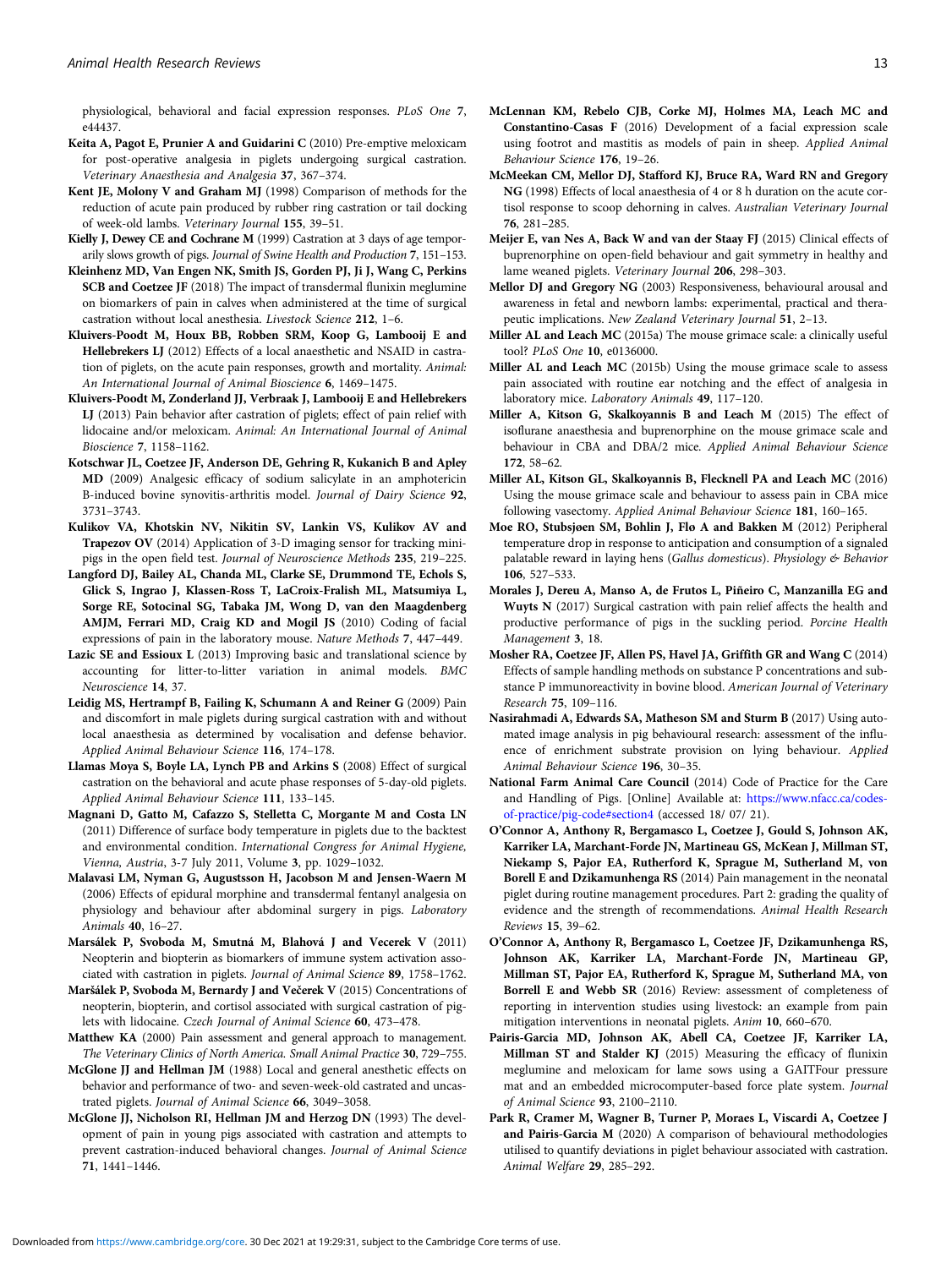physiological, behavioral and facial expression responses. *PLoS One* **7**, e44437.

**Keita A, Pagot E, Prunier A and Guidarini C** (2010) Pre-emptive meloxicam for post-operative analgesia in piglets undergoing surgical castration. *Veterinary Anaesthesia and Analgesia* **37**, 367–374.

**Kent JE, Molony V and Graham MJ** (1998) Comparison of methods for the reduction of acute pain produced by rubber ring castration or tail docking of week-old lambs. *Veterinary Journal* **155**, 39–51.

**Kielly J, Dewey CE and Cochrane M** (1999) Castration at 3 days of age temporarily slows growth of pigs. *Journal of Swine Health and Production* **7**, 151–153.

**Kleinhenz MD, Van Engen NK, Smith JS, Gorden PJ, Ji J, Wang C, Perkins SCB and Coetzee JF** (2018) The impact of transdermal flunixin meglumine on biomarkers of pain in calves when administered at the time of surgical castration without local anesthesia. *Livestock Science* **212**, 1–6.

**Kluivers-Poodt M, Houx BB, Robben SRM, Koop G, Lambooij E and Hellebrekers LJ** (2012) Effects of a local anaesthetic and NSAID in castration of piglets, on the acute pain responses, growth and mortality. *Animal: An International Journal of Animal Bioscience* **6**, 1469–1475.

**Kluivers-Poodt M, Zonderland JJ, Verbraak J, Lambooij E and Hellebrekers LJ** (2013) Pain behavior after castration of piglets; effect of pain relief with lidocaine and/or meloxicam. *Animal: An International Journal of Animal Bioscience* **7**, 1158–1162.

**Kotschwar JL, Coetzee JF, Anderson DE, Gehring R, Kukanich B and Apley MD** (2009) Analgesic efficacy of sodium salicylate in an amphotericin B-induced bovine synovitis-arthritis model. *Journal of Dairy Science* **92**, 3731–3743.

**Kulikov VA, Khotskin NV, Nikitin SV, Lankin VS, Kulikov AV and Trapezov OV** (2014) Application of 3-D imaging sensor for tracking minipigs in the open field test. *Journal of Neuroscience Methods* **235**, 219–225.

**Langford DJ, Bailey AL, Chanda ML, Clarke SE, Drummond TE, Echols S, Glick S, Ingrao J, Klassen-Ross T, LaCroix-Fralish ML, Matsumiya L, Sorge RE, Sotocinal SG, Tabaka JM, Wong D, van den Maagdenberg AMJM, Ferrari MD, Craig KD and Mogil JS** (2010) Coding of facial expressions of pain in the laboratory mouse. *Nature Methods* **7**, 447–449.

**Lazic SE and Essioux L** (2013) Improving basic and translational science by accounting for litter-to-litter variation in animal models. *BMC Neuroscience* **14**, 37.

**Leidig MS, Hertrampf B, Failing K, Schumann A and Reiner G** (2009) Pain and discomfort in male piglets during surgical castration with and without local anaesthesia as determined by vocalisation and defense behavior. *Applied Animal Behaviour Science* **116**, 174–178.

**Llamas Moya S, Boyle LA, Lynch PB and Arkins S** (2008) Effect of surgical castration on the behavioral and acute phase responses of 5-day-old piglets. *Applied Animal Behaviour Science* **111**, 133–145.

**Magnani D, Gatto M, Cafazzo S, Stelletta C, Morgante M and Costa LN** (2011) Difference of surface body temperature in piglets due to the backtest and environmental condition. *International Congress for Animal Hygiene, Vienna, Austria*, 3-7 July 2011, Volume **3**, pp. 1029–1032.

**Malavasi LM, Nyman G, Augustsson H, Jacobson M and Jensen-Waern M** (2006) Effects of epidural morphine and transdermal fentanyl analgesia on physiology and behaviour after abdominal surgery in pigs. *Laboratory Animals* **40**, 16–27.

**Marsálek P, Svoboda M, Smutná M, Blahová J and Vecerek V** (2011) Neopterin and biopterin as biomarkers of immune system activation associated with castration in piglets. *Journal of Animal Science* **89**, 1758–1762.

**Maršálek P, Svoboda M, Bernardy J and Večerek V** (2015) Concentrations of neopterin, biopterin, and cortisol associated with surgical castration of piglets with lidocaine. *Czech Journal of Animal Science* **60**, 473–478.

**Matthew KA** (2000) Pain assessment and general approach to management. *The Veterinary Clinics of North America. Small Animal Practice* **30**, 729–755.

**McGlone JJ and Hellman JM** (1988) Local and general anesthetic effects on behavior and performance of two- and seven-week-old castrated and uncastrated piglets. *Journal of Animal Science* **66**, 3049–3058.

**McGlone JJ, Nicholson RI, Hellman JM and Herzog DN** (1993) The development of pain in young pigs associated with castration and attempts to prevent castration-induced behavioral changes. *Journal of Animal Science* **71**, 1441–1446.

**McLennan KM, Rebelo CJB, Corke MJ, Holmes MA, Leach MC and Constantino-Casas F** (2016) Development of a facial expression scale using footrot and mastitis as models of pain in sheep. *Applied Animal Behaviour Science* **176**, 19–26.

**McMeekan CM, Mellor DJ, Stafford KJ, Bruce RA, Ward RN and Gregory NG** (1998) Effects of local anaesthesia of 4 or 8 h duration on the acute cortisol response to scoop dehorning in calves. *Australian Veterinary Journal* **76**, 281–285.

**Meijer E, van Nes A, Back W and van der Staay FJ** (2015) Clinical effects of buprenorphine on open-field behaviour and gait symmetry in healthy and lame weaned piglets. *Veterinary Journal* **206**, 298–303.

**Mellor DJ and Gregory NG** (2003) Responsiveness, behavioural arousal and awareness in fetal and newborn lambs: experimental, practical and therapeutic implications. *New Zealand Veterinary Journal* **51**, 2–13.

**Miller AL and Leach MC** (2015a) The mouse grimace scale: a clinically useful tool? *PLoS One* **10**, e0136000.

**Miller AL and Leach MC** (2015b) Using the mouse grimace scale to assess pain associated with routine ear notching and the effect of analgesia in laboratory mice. *Laboratory Animals* **49**, 117–120.

**Miller A, Kitson G, Skalkoyannis B and Leach M** (2015) The effect of isoflurane anaesthesia and buprenorphine on the mouse grimace scale and behaviour in CBA and DBA/2 mice. *Applied Animal Behaviour Science* **172**, 58–62.

**Miller AL, Kitson GL, Skalkoyannis B, Flecknell PA and Leach MC** (2016) Using the mouse grimace scale and behaviour to assess pain in CBA mice following vasectomy. *Applied Animal Behaviour Science* **181**, 160–165.

**Moe RO, Stubsjøen SM, Bohlin J, Flø A and Bakken M** (2012) Peripheral temperature drop in response to anticipation and consumption of a signaled palatable reward in laying hens (*Gallus domesticus*). *Physiology & Behavior* **106**, 527–533.

**Morales J, Dereu A, Manso A, de Frutos L, Piñeiro C, Manzanilla EG and Wuyts N** (2017) Surgical castration with pain relief affects the health and productive performance of pigs in the suckling period. *Porcine Health Management* **3**, 18.

**Mosher RA, Coetzee JF, Allen PS, Havel JA, Griffith GR and Wang C** (2014) Effects of sample handling methods on substance P concentrations and substance P immunoreactivity in bovine blood. *American Journal of Veterinary Research* **75**, 109–116.

**Nasirahmadi A, Edwards SA, Matheson SM and Sturm B** (2017) Using automated image analysis in pig behavioural research: assessment of the influence of enrichment substrate provision on lying behaviour. *Applied Animal Behaviour Science* **196**, 30–35.

**National Farm Animal Care Council** (2014) Code of Practice for the Care and Handling of Pigs. [Online] Available at: https://www.nfacc.ca/codes-of-practice/pig-code#section4 (accessed 18/ 07/ 21).

**O'Connor A, Anthony R, Bergamasco L, Coetzee J, Gould S, Johnson AK, Karriker LA, Marchant-Forde JN, Martineau GS, McKean J, Millman ST, Niekamp S, Pajor EA, Rutherford K, Sprague M, Sutherland M, von Borell E and Dzikamunhenga RS** (2014) Pain management in the neonatal piglet during routine management procedures. Part 2: grading the quality of evidence and the strength of recommendations. *Animal Health Research Reviews* **15**, 39–62.

**O'Connor A, Anthony R, Bergamasco L, Coetzee JF, Dzikamunhenga RS, Johnson AK, Karriker LA, Marchant-Forde JN, Martineau GP, Millman ST, Pajor EA, Rutherford K, Sprague M, Sutherland MA, von Borell E and Webb SR** (2016) Review: assessment of completeness of reporting in intervention studies using livestock: an example from pain mitigation interventions in neonatal piglets. *Anim* **10**, 660–670.

**Pairis-Garcia MD, Johnson AK, Abell CA, Coetzee JF, Karriker LA, Millman ST and Stalder KJ** (2015) Measuring the efficacy of flunixin meglumine and meloxicam for lame sows using a GAITFour pressure mat and an embedded microcomputer-based force plate system. *Journal of Animal Science* **93**, 2100–2110.

**Park R, Cramer M, Wagner B, Turner P, Moraes L, Viscardi A, Coetzee J and Pairis-Garcia M** (2020) A comparison of behavioural methodologies utilised to quantify deviations in piglet behaviour associated with castration. *Animal Welfare* **29**, 285–292.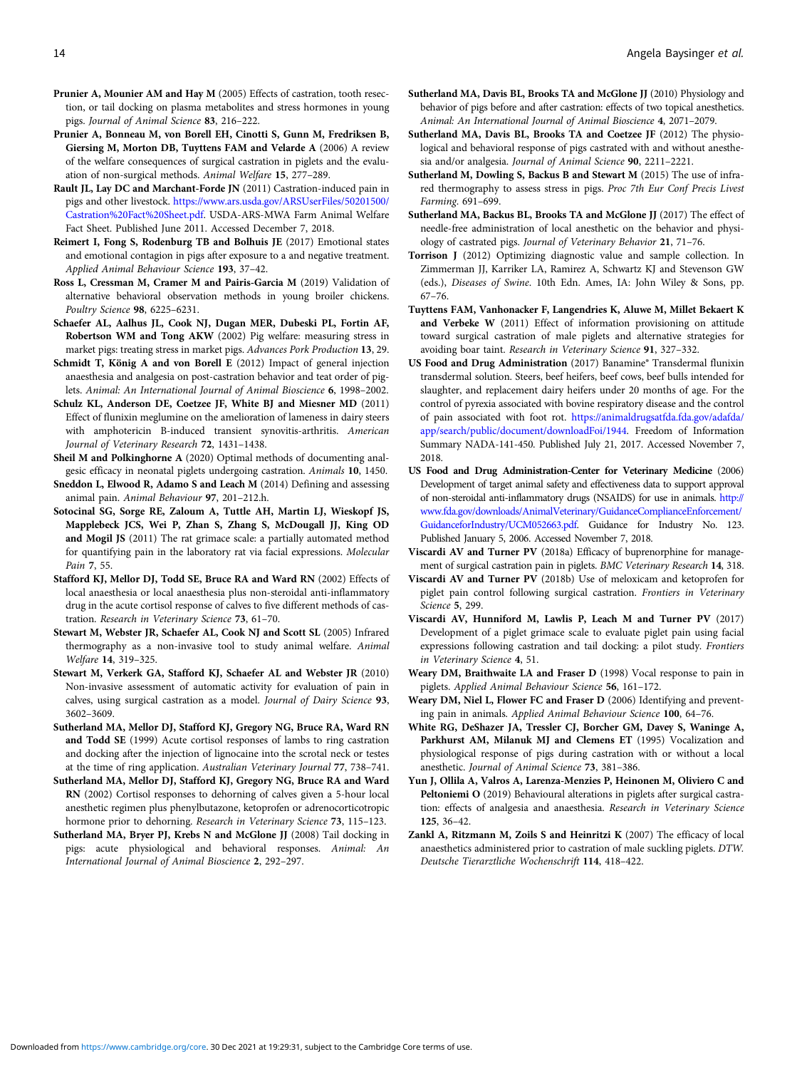**Prunier A, Mounier AM and Hay M** (2005) Effects of castration, tooth resection, or tail docking on plasma metabolites and stress hormones in young pigs. *Journal of Animal Science* **83**, 216–222.

**Prunier A, Bonneau M, von Borell EH, Cinotti S, Gunn M, Fredriksen B, Giersing M, Morton DB, Tuyttens FAM and Velarde A** (2006) A review of the welfare consequences of surgical castration in piglets and the evaluation of non-surgical methods. *Animal Welfare* **15**, 277–289.

**Rault JL, Lay DC and Marchant-Forde JN** (2011) Castration-induced pain in pigs and other livestock. https://www.ars.usda.gov/ARSUserFiles/50201500/Castration%20Fact%20Sheet.pdf. USDA-ARS-MWA Farm Animal Welfare Fact Sheet. Published June 2011. Accessed December 7, 2018.

**Reimert I, Fong S, Rodenburg TB and Bolhuis JE** (2017) Emotional states and emotional contagion in pigs after exposure to a and negative treatment. *Applied Animal Behaviour Science* **193**, 37–42.

**Ross L, Cressman M, Cramer M and Pairis-Garcia M** (2019) Validation of alternative behavioral observation methods in young broiler chickens. *Poultry Science* **98**, 6225–6231.

**Schaefer AL, Aalhus JL, Cook NJ, Dugan MER, Dubeski PL, Fortin AF, Robertson WM and Tong AKW** (2002) Pig welfare: measuring stress in market pigs: treating stress in market pigs. *Advances Pork Production* **13**, 29.

**Schmidt T, König A and von Borell E** (2012) Impact of general injection anaesthesia and analgesia on post-castration behavior and teat order of piglets. *Animal: An International Journal of Animal Bioscience* **6**, 1998–2002.

**Schulz KL, Anderson DE, Coetzee JF, White BJ and Miesner MD** (2011) Effect of flunixin meglumine on the amelioration of lameness in dairy steers with amphotericin B-induced transient synovitis-arthritis. *American Journal of Veterinary Research* **72**, 1431–1438.

**Sheil M and Polkinghorne A** (2020) Optimal methods of documenting analgesic efficacy in neonatal piglets undergoing castration. *Animals* **10**, 1450.

**Sneddon L, Elwood R, Adamo S and Leach M** (2014) Defining and assessing animal pain. *Animal Behaviour* **97**, 201–212.h.

**Sotocinal SG, Sorge RE, Zaloum A, Tuttle AH, Martin LJ, Wieskopf JS, Mapplebeck JCS, Wei P, Zhan S, Zhang S, McDougall JJ, King OD and Mogil JS** (2011) The rat grimace scale: a partially automated method for quantifying pain in the laboratory rat via facial expressions. *Molecular Pain* **7**, 55.

**Stafford KJ, Mellor DJ, Todd SE, Bruce RA and Ward RN** (2002) Effects of local anaesthesia or local anaesthesia plus non-steroidal anti-inflammatory drug in the acute cortisol response of calves to five different methods of castration. *Research in Veterinary Science* **73**, 61–70.

**Stewart M, Webster JR, Schaefer AL, Cook NJ and Scott SL** (2005) Infrared thermography as a non-invasive tool to study animal welfare. *Animal Welfare* **14**, 319–325.

**Stewart M, Verkerk GA, Stafford KJ, Schaefer AL and Webster JR** (2010) Non-invasive assessment of automatic activity for evaluation of pain in calves, using surgical castration as a model. *Journal of Dairy Science* **93**, 3602–3609.

**Sutherland MA, Mellor DJ, Stafford KJ, Gregory NG, Bruce RA, Ward RN and Todd SE** (1999) Acute cortisol responses of lambs to ring castration and docking after the injection of lignocaine into the scrotal neck or testes at the time of ring application. *Australian Veterinary Journal* **77**, 738–741.

**Sutherland MA, Mellor DJ, Stafford KJ, Gregory NG, Bruce RA and Ward RN** (2002) Cortisol responses to dehorning of calves given a 5-hour local anesthetic regimen plus phenylbutazone, ketoprofen or adrenocorticotropic hormone prior to dehorning. *Research in Veterinary Science* **73**, 115–123.

**Sutherland MA, Bryer PJ, Krebs N and McGlone JJ** (2008) Tail docking in pigs: acute physiological and behavioral responses. *Animal: An International Journal of Animal Bioscience* **2**, 292–297.

**Sutherland MA, Davis BL, Brooks TA and McGlone JJ** (2010) Physiology and behavior of pigs before and after castration: effects of two topical anesthetics. *Animal: An International Journal of Animal Bioscience* **4**, 2071–2079.

**Sutherland MA, Davis BL, Brooks TA and Coetzee JF** (2012) The physiological and behavioral response of pigs castrated with and without anesthesia and/or analgesia. *Journal of Animal Science* **90**, 2211–2221.

**Sutherland M, Dowling S, Backus B and Stewart M** (2015) The use of infrared thermography to assess stress in pigs. *Proc 7th Eur Conf Precis Livest Farming*. 691–699.

**Sutherland MA, Backus BL, Brooks TA and McGlone JJ** (2017) The effect of needle-free administration of local anesthetic on the behavior and physiology of castrated pigs. *Journal of Veterinary Behavior* **21**, 71–76.

**Torrison J** (2012) Optimizing diagnostic value and sample collection. In Zimmerman JJ, Karriker LA, Ramirez A, Schwartz KJ and Stevenson GW (eds.), *Diseases of Swine*. 10th Edn. Ames, IA: John Wiley & Sons, pp. 67–76.

**Tuyttens FAM, Vanhonacker F, Langendries K, Aluwe M, Millet Bekaert K and Verbeke W** (2011) Effect of information provisioning on attitude toward surgical castration of male piglets and alternative strategies for avoiding boar taint. *Research in Veterinary Science* **91**, 327–332.

**US Food and Drug Administration** (2017) Banamine® Transdermal flunixin transdermal solution. Steers, beef heifers, beef cows, beef bulls intended for slaughter, and replacement dairy heifers under 20 months of age. For the control of pyrexia associated with bovine respiratory disease and the control of pain associated with foot rot. https://animaldrugsatfda.fda.gov/adafda/app/search/public/document/downloadFoi/1944. Freedom of Information Summary NADA-141-450. Published July 21, 2017. Accessed November 7, 2018.

**US Food and Drug Administration-Center for Veterinary Medicine** (2006) Development of target animal safety and effectiveness data to support approval of non-steroidal anti-inflammatory drugs (NSAIDS) for use in animals. http://www.fda.gov/downloads/AnimalVeterinary/GuidanceComplianceEnforcement/GuidanceforIndustry/UCM052663.pdf. Guidance for Industry No. 123. Published January 5, 2006. Accessed November 7, 2018.

**Viscardi AV and Turner PV** (2018a) Efficacy of buprenorphine for management of surgical castration pain in piglets. *BMC Veterinary Research* **14**, 318.

**Viscardi AV and Turner PV** (2018b) Use of meloxicam and ketoprofen for piglet pain control following surgical castration. *Frontiers in Veterinary Science* **5**, 299.

**Viscardi AV, Hunniford M, Lawlis P, Leach M and Turner PV** (2017) Development of a piglet grimace scale to evaluate piglet pain using facial expressions following castration and tail docking: a pilot study. *Frontiers in Veterinary Science* **4**, 51.

**Weary DM, Braithwaite LA and Fraser D** (1998) Vocal response to pain in piglets. *Applied Animal Behaviour Science* **56**, 161–172.

**Weary DM, Niel L, Flower FC and Fraser D** (2006) Identifying and preventing pain in animals. *Applied Animal Behaviour Science* **100**, 64–76.

**White RG, DeShazer JA, Tressler CJ, Borcher GM, Davey S, Waninge A, Parkhurst AM, Milanuk MJ and Clemens ET** (1995) Vocalization and physiological response of pigs during castration with or without a local anesthetic. *Journal of Animal Science* **73**, 381–386.

**Yun J, Ollila A, Valros A, Larenza-Menzies P, Heinonen M, Oliviero C and Peltoniemi O** (2019) Behavioural alterations in piglets after surgical castration: effects of analgesia and anaesthesia. *Research in Veterinary Science* **125**, 36–42.

**Zankl A, Ritzmann M, Zoils S and Heinritzi K** (2007) The efficacy of local anaesthetics administered prior to castration of male suckling piglets. *DTW. Deutsche Tierarztliche Wochenschrift* **114**, 418–422.